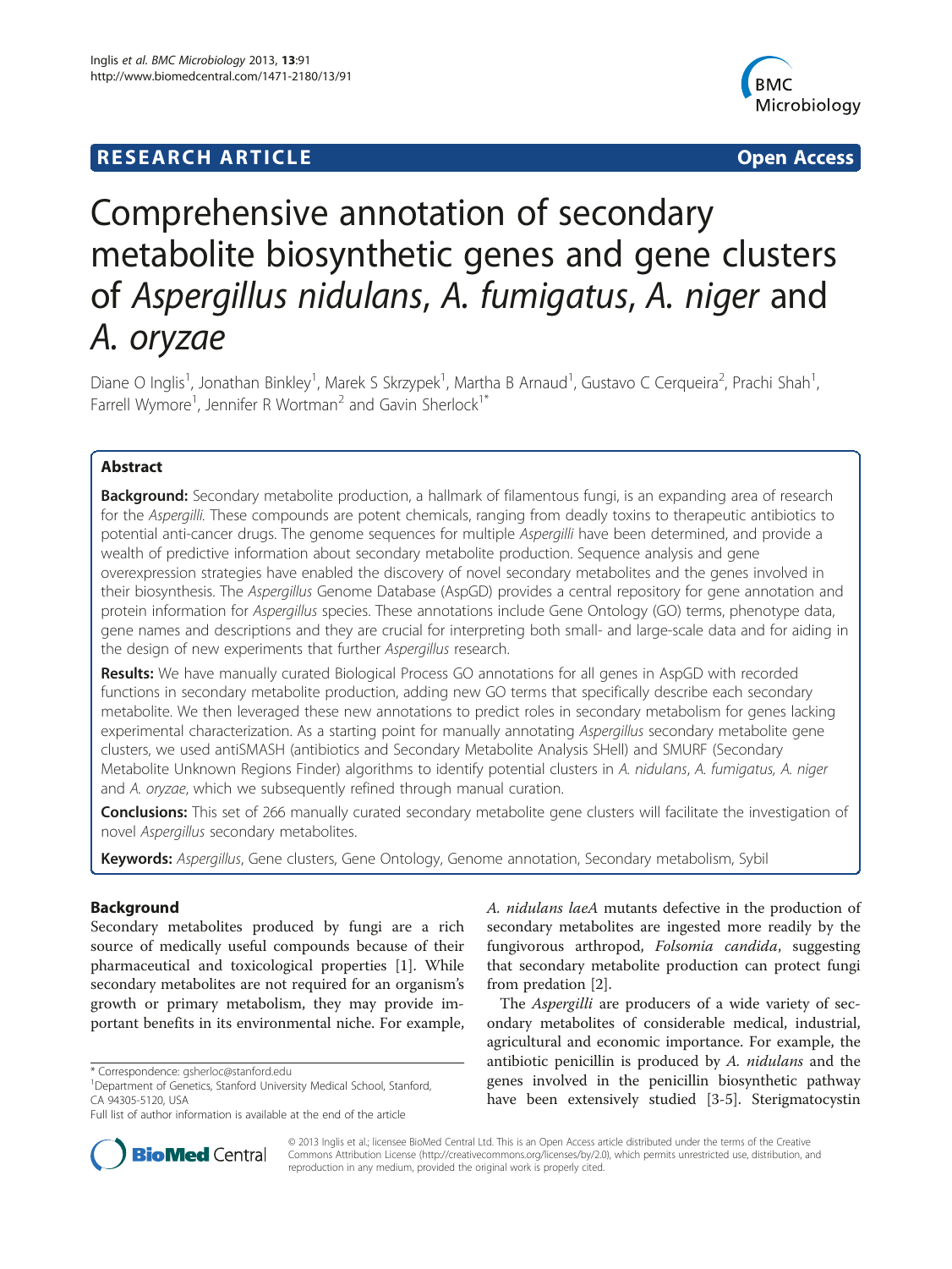**RESEARCH ARTICLE** **Open Access**

# Comprehensive annotation of secondary metabolite biosynthetic genes and gene clusters of *Aspergillus nidulans*, *A. fumigatus*, *A. niger* and *A. oryzae*

Diane O Inglis[1], Jonathan Binkley[1], Marek S Skrzypek[1], Martha B Arnaud[1], Gustavo C Cerqueira[2], Prachi Shah[1], Farrell Wymore[1], Jennifer R Wortman[2] and Gavin Sherlock[1*]

## Abstract

**Background:** Secondary metabolite production, a hallmark of filamentous fungi, is an expanding area of research for the *Aspergilli*. These compounds are potent chemicals, ranging from deadly toxins to therapeutic antibiotics to potential anti-cancer drugs. The genome sequences for multiple *Aspergilli* have been determined, and provide a wealth of predictive information about secondary metabolite production. Sequence analysis and gene overexpression strategies have enabled the discovery of novel secondary metabolites and the genes involved in their biosynthesis. The *Aspergillus* Genome Database (AspGD) provides a central repository for gene annotation and protein information for *Aspergillus* species. These annotations include Gene Ontology (GO) terms, phenotype data, gene names and descriptions and they are crucial for interpreting both small- and large-scale data and for aiding in the design of new experiments that further *Aspergillus* research.

**Results:** We have manually curated Biological Process GO annotations for all genes in AspGD with recorded functions in secondary metabolite production, adding new GO terms that specifically describe each secondary metabolite. We then leveraged these new annotations to predict roles in secondary metabolism for genes lacking experimental characterization. As a starting point for manually annotating *Aspergillus* secondary metabolite gene clusters, we used antiSMASH (antibiotics and Secondary Metabolite Analysis SHell) and SMURF (Secondary Metabolite Unknown Regions Finder) algorithms to identify potential clusters in *A. nidulans*, *A. fumigatus, A. niger* and *A. oryzae*, which we subsequently refined through manual curation.

**Conclusions:** This set of 266 manually curated secondary metabolite gene clusters will facilitate the investigation of novel *Aspergillus* secondary metabolites.

**Keywords:** *Aspergillus*, Gene clusters, Gene Ontology, Genome annotation, Secondary metabolism, Sybil

## Background

Secondary metabolites produced by fungi are a rich source of medically useful compounds because of their pharmaceutical and toxicological properties [1]. While secondary metabolites are not required for an organism's growth or primary metabolism, they may provide important benefits in its environmental niche. For example, *A. nidulans laeA* mutants defective in the production of secondary metabolites are ingested more readily by the fungivorous arthropod, *Folsomia candida*, suggesting that secondary metabolite production can protect fungi from predation [2].

The *Aspergilli* are producers of a wide variety of secondary metabolites of considerable medical, industrial, agricultural and economic importance. For example, the antibiotic penicillin is produced by *A. nidulans* and the genes involved in the penicillin biosynthetic pathway have been extensively studied [3-5]. Sterigmatocystin

\* Correspondence: gsherloc@stanford.edu
[1]Department of Genetics, Stanford University Medical School, Stanford, CA 94305-5120, USA
Full list of author information is available at the end of the article

© 2013 Inglis et al.; licensee BioMed Central Ltd. This is an Open Access article distributed under the terms of the Creative Commons Attribution License (http://creativecommons.org/licenses/by/2.0), which permits unrestricted use, distribution, and reproduction in any medium, provided the original work is properly cited.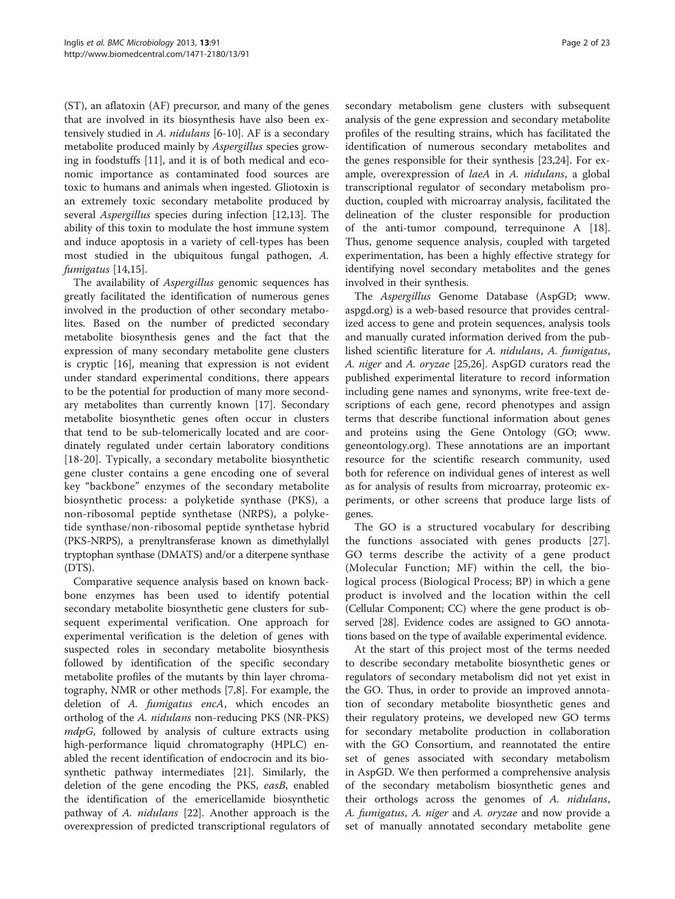(ST), an aflatoxin (AF) precursor, and many of the genes that are involved in its biosynthesis have also been extensively studied in *A. nidulans* [6-10]. AF is a secondary metabolite produced mainly by *Aspergillus* species growing in foodstuffs [11], and it is of both medical and economic importance as contaminated food sources are toxic to humans and animals when ingested. Gliotoxin is an extremely toxic secondary metabolite produced by several *Aspergillus* species during infection [12,13]. The ability of this toxin to modulate the host immune system and induce apoptosis in a variety of cell-types has been most studied in the ubiquitous fungal pathogen, *A. fumigatus* [14,15].

The availability of *Aspergillus* genomic sequences has greatly facilitated the identification of numerous genes involved in the production of other secondary metabolites. Based on the number of predicted secondary metabolite biosynthesis genes and the fact that the expression of many secondary metabolite gene clusters is cryptic [16], meaning that expression is not evident under standard experimental conditions, there appears to be the potential for production of many more secondary metabolites than currently known [17]. Secondary metabolite biosynthetic genes often occur in clusters that tend to be sub-telomerically located and are coordinately regulated under certain laboratory conditions [18-20]. Typically, a secondary metabolite biosynthetic gene cluster contains a gene encoding one of several key "backbone" enzymes of the secondary metabolite biosynthetic process: a polyketide synthase (PKS), a non-ribosomal peptide synthetase (NRPS), a polyketide synthase/non-ribosomal peptide synthetase hybrid (PKS-NRPS), a prenyltransferase known as dimethylallyl tryptophan synthase (DMATS) and/or a diterpene synthase (DTS).

Comparative sequence analysis based on known backbone enzymes has been used to identify potential secondary metabolite biosynthetic gene clusters for subsequent experimental verification. One approach for experimental verification is the deletion of genes with suspected roles in secondary metabolite biosynthesis followed by identification of the specific secondary metabolite profiles of the mutants by thin layer chromatography, NMR or other methods [7,8]. For example, the deletion of *A. fumigatus encA*, which encodes an ortholog of the *A. nidulans* non-reducing PKS (NR-PKS) *mdpG*, followed by analysis of culture extracts using high-performance liquid chromatography (HPLC) enabled the recent identification of endocrocin and its biosynthetic pathway intermediates [21]. Similarly, the deletion of the gene encoding the PKS, *easB*, enabled the identification of the emericellamide biosynthetic pathway of *A. nidulans* [22]. Another approach is the overexpression of predicted transcriptional regulators of secondary metabolism gene clusters with subsequent analysis of the gene expression and secondary metabolite profiles of the resulting strains, which has facilitated the identification of numerous secondary metabolites and the genes responsible for their synthesis [23,24]. For example, overexpression of *laeA* in *A. nidulans*, a global transcriptional regulator of secondary metabolism production, coupled with microarray analysis, facilitated the delineation of the cluster responsible for production of the anti-tumor compound, terrequinone A [18]. Thus, genome sequence analysis, coupled with targeted experimentation, has been a highly effective strategy for identifying novel secondary metabolites and the genes involved in their synthesis.

The *Aspergillus* Genome Database (AspGD; www.aspgd.org) is a web-based resource that provides centralized access to gene and protein sequences, analysis tools and manually curated information derived from the published scientific literature for *A. nidulans*, *A. fumigatus*, *A. niger* and *A. oryzae* [25,26]. AspGD curators read the published experimental literature to record information including gene names and synonyms, write free-text descriptions of each gene, record phenotypes and assign terms that describe functional information about genes and proteins using the Gene Ontology (GO; www.geneontology.org). These annotations are an important resource for the scientific research community, used both for reference on individual genes of interest as well as for analysis of results from microarray, proteomic experiments, or other screens that produce large lists of genes.

The GO is a structured vocabulary for describing the functions associated with genes products [27]. GO terms describe the activity of a gene product (Molecular Function; MF) within the cell, the biological process (Biological Process; BP) in which a gene product is involved and the location within the cell (Cellular Component; CC) where the gene product is observed [28]. Evidence codes are assigned to GO annotations based on the type of available experimental evidence.

At the start of this project most of the terms needed to describe secondary metabolite biosynthetic genes or regulators of secondary metabolism did not yet exist in the GO. Thus, in order to provide an improved annotation of secondary metabolite biosynthetic genes and their regulatory proteins, we developed new GO terms for secondary metabolite production in collaboration with the GO Consortium, and reannotated the entire set of genes associated with secondary metabolism in AspGD. We then performed a comprehensive analysis of the secondary metabolism biosynthetic genes and their orthologs across the genomes of *A. nidulans*, *A. fumigatus*, *A. niger* and *A. oryzae* and now provide a set of manually annotated secondary metabolite gene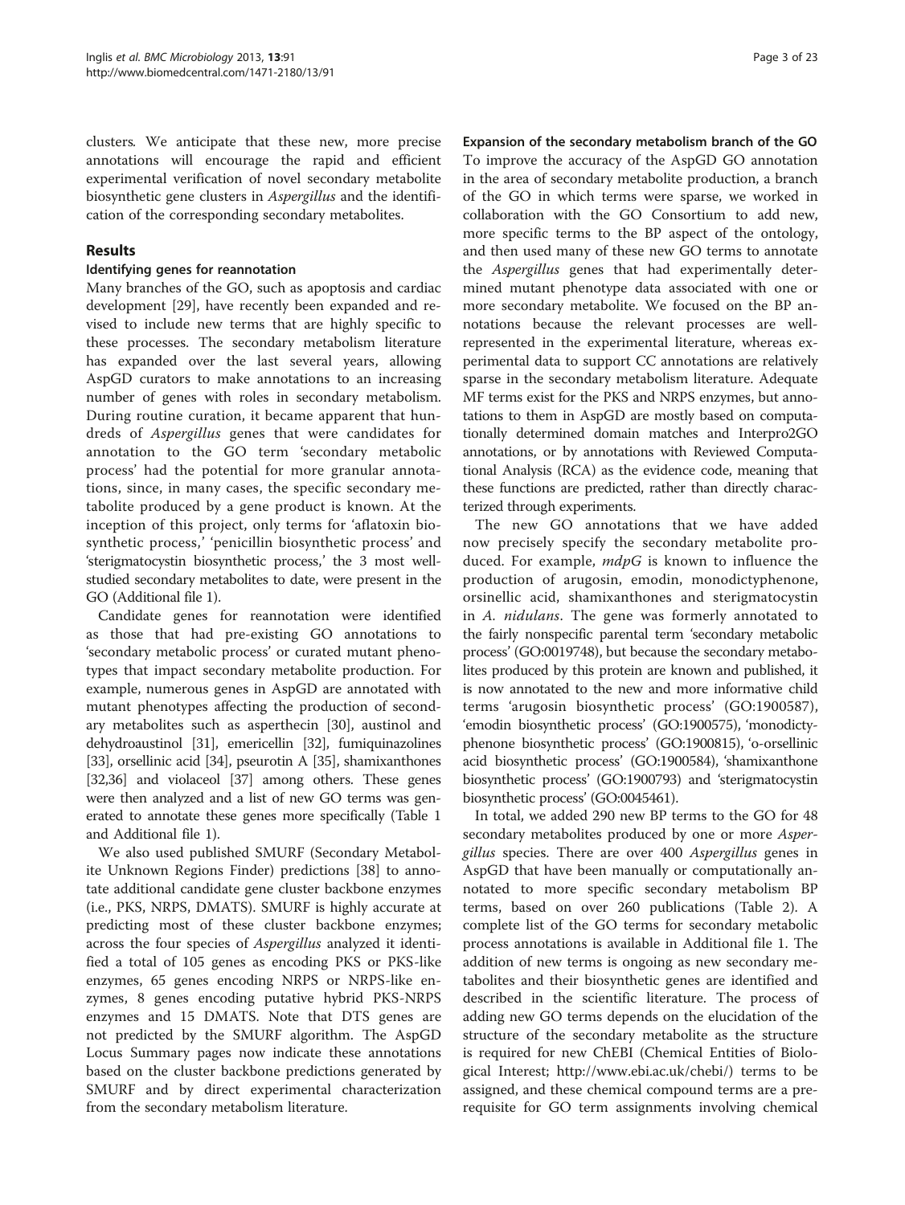clusters. We anticipate that these new, more precise annotations will encourage the rapid and efficient experimental verification of novel secondary metabolite biosynthetic gene clusters in *Aspergillus* and the identification of the corresponding secondary metabolites.

## Results

### Identifying genes for reannotation

Many branches of the GO, such as apoptosis and cardiac development [29], have recently been expanded and revised to include new terms that are highly specific to these processes. The secondary metabolism literature has expanded over the last several years, allowing AspGD curators to make annotations to an increasing number of genes with roles in secondary metabolism. During routine curation, it became apparent that hundreds of *Aspergillus* genes that were candidates for annotation to the GO term 'secondary metabolic process' had the potential for more granular annotations, since, in many cases, the specific secondary metabolite produced by a gene product is known. At the inception of this project, only terms for 'aflatoxin biosynthetic process,' 'penicillin biosynthetic process' and 'sterigmatocystin biosynthetic process,' the 3 most well-studied secondary metabolites to date, were present in the GO (Additional file 1).

Candidate genes for reannotation were identified as those that had pre-existing GO annotations to 'secondary metabolic process' or curated mutant phenotypes that impact secondary metabolite production. For example, numerous genes in AspGD are annotated with mutant phenotypes affecting the production of secondary metabolites such as asperthecin [30], austinol and dehydroaustinol [31], emericellin [32], fumiquinazolines [33], orsellinic acid [34], pseurotin A [35], shamixanthones [32,36] and violaceol [37] among others. These genes were then analyzed and a list of new GO terms was generated to annotate these genes more specifically (Table 1 and Additional file 1).

We also used published SMURF (Secondary Metabolite Unknown Regions Finder) predictions [38] to annotate additional candidate gene cluster backbone enzymes (i.e., PKS, NRPS, DMATS). SMURF is highly accurate at predicting most of these cluster backbone enzymes; across the four species of *Aspergillus* analyzed it identified a total of 105 genes as encoding PKS or PKS-like enzymes, 65 genes encoding NRPS or NRPS-like enzymes, 8 genes encoding putative hybrid PKS-NRPS enzymes and 15 DMATS. Note that DTS genes are not predicted by the SMURF algorithm. The AspGD Locus Summary pages now indicate these annotations based on the cluster backbone predictions generated by SMURF and by direct experimental characterization from the secondary metabolism literature.

### Expansion of the secondary metabolism branch of the GO

To improve the accuracy of the AspGD GO annotation in the area of secondary metabolite production, a branch of the GO in which terms were sparse, we worked in collaboration with the GO Consortium to add new, more specific terms to the BP aspect of the ontology, and then used many of these new GO terms to annotate the *Aspergillus* genes that had experimentally determined mutant phenotype data associated with one or more secondary metabolite. We focused on the BP annotations because the relevant processes are well-represented in the experimental literature, whereas experimental data to support CC annotations are relatively sparse in the secondary metabolism literature. Adequate MF terms exist for the PKS and NRPS enzymes, but annotations to them in AspGD are mostly based on computationally determined domain matches and Interpro2GO annotations, or by annotations with Reviewed Computational Analysis (RCA) as the evidence code, meaning that these functions are predicted, rather than directly characterized through experiments.

The new GO annotations that we have added now precisely specify the secondary metabolite produced. For example, *mdpG* is known to influence the production of arugosin, emodin, monodictyphenone, orsinellic acid, shamixanthones and sterigmatocystin in *A. nidulans*. The gene was formerly annotated to the fairly nonspecific parental term 'secondary metabolic process' (GO:0019748), but because the secondary metabolites produced by this protein are known and published, it is now annotated to the new and more informative child terms 'arugosin biosynthetic process' (GO:1900587), 'emodin biosynthetic process' (GO:1900575), 'monodictyphenone biosynthetic process' (GO:1900815), 'o-orsellinic acid biosynthetic process' (GO:1900584), 'shamixanthone biosynthetic process' (GO:1900793) and 'sterigmatocystin biosynthetic process' (GO:0045461).

In total, we added 290 new BP terms to the GO for 48 secondary metabolites produced by one or more *Aspergillus* species. There are over 400 *Aspergillus* genes in AspGD that have been manually or computationally annotated to more specific secondary metabolism BP terms, based on over 260 publications (Table 2). A complete list of the GO terms for secondary metabolic process annotations is available in Additional file 1. The addition of new terms is ongoing as new secondary metabolites and their biosynthetic genes are identified and described in the scientific literature. The process of adding new GO terms depends on the elucidation of the structure of the secondary metabolite as the structure is required for new ChEBI (Chemical Entities of Biological Interest; http://www.ebi.ac.uk/chebi/) terms to be assigned, and these chemical compound terms are a prerequisite for GO term assignments involving chemical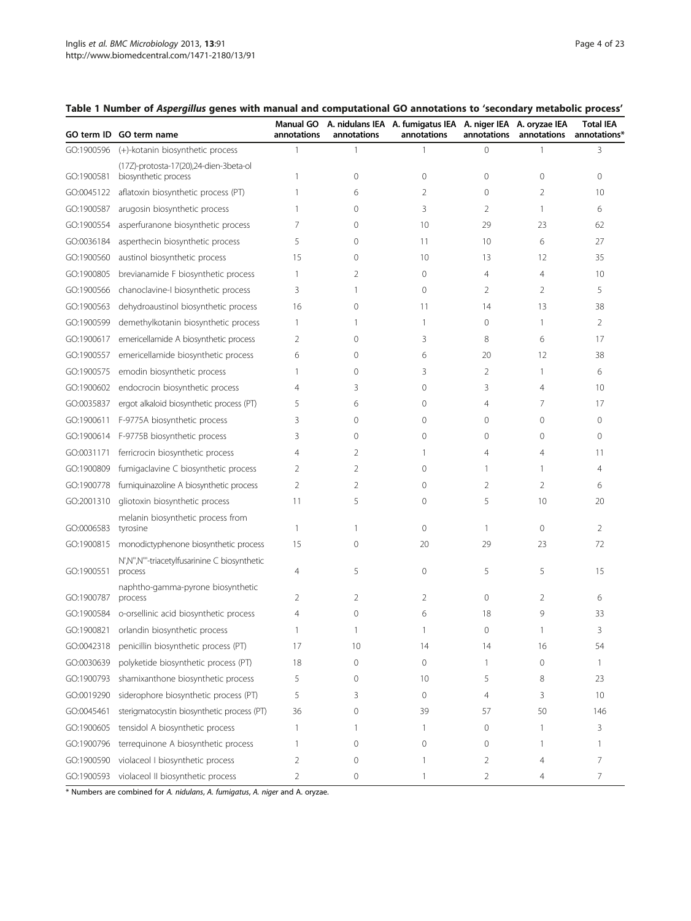**Table 1 Number of *Aspergillus* genes with manual and computational GO annotations to 'secondary metabolic process'**

| GO term ID | GO term name | Manual GO annotations | A. nidulans IEA annotations | A. fumigatus IEA annotations | A. niger IEA annotations | A. oryzae IEA annotations | Total IEA annotations* |
|---|---|---|---|---|---|---|---|
| GO:1900596 | (+)-kotanin biosynthetic process | 1 | 1 | 1 | 0 | 1 | 3 |
| GO:1900581 | (17Z)-protosta-17(20),24-dien-3beta-ol biosynthetic process | 1 | 0 | 0 | 0 | 0 | 0 |
| GO:0045122 | aflatoxin biosynthetic process (PT) | 1 | 6 | 2 | 0 | 2 | 10 |
| GO:1900587 | arugosin biosynthetic process | 1 | 0 | 3 | 2 | 1 | 6 |
| GO:1900554 | asperfuranone biosynthetic process | 7 | 0 | 10 | 29 | 23 | 62 |
| GO:0036184 | asperthecin biosynthetic process | 5 | 0 | 11 | 10 | 6 | 27 |
| GO:1900560 | austinol biosynthetic process | 15 | 0 | 10 | 13 | 12 | 35 |
| GO:1900805 | brevianamide F biosynthetic process | 1 | 2 | 0 | 4 | 4 | 10 |
| GO:1900566 | chanoclavine-I biosynthetic process | 3 | 1 | 0 | 2 | 2 | 5 |
| GO:1900563 | dehydroaustinol biosynthetic process | 16 | 0 | 11 | 14 | 13 | 38 |
| GO:1900599 | demethylkotanin biosynthetic process | 1 | 1 | 1 | 0 | 1 | 2 |
| GO:1900617 | emericellamide A biosynthetic process | 2 | 0 | 3 | 8 | 6 | 17 |
| GO:1900557 | emericellamide biosynthetic process | 6 | 0 | 6 | 20 | 12 | 38 |
| GO:1900575 | emodin biosynthetic process | 1 | 0 | 3 | 2 | 1 | 6 |
| GO:1900602 | endocrocin biosynthetic process | 4 | 3 | 0 | 3 | 4 | 10 |
| GO:0035837 | ergot alkaloid biosynthetic process (PT) | 5 | 6 | 0 | 4 | 7 | 17 |
| GO:1900611 | F-9775A biosynthetic process | 3 | 0 | 0 | 0 | 0 | 0 |
| GO:1900614 | F-9775B biosynthetic process | 3 | 0 | 0 | 0 | 0 | 0 |
| GO:0031171 | ferricrocin biosynthetic process | 4 | 2 | 1 | 4 | 4 | 11 |
| GO:1900809 | fumigaclavine C biosynthetic process | 2 | 2 | 0 | 1 | 1 | 4 |
| GO:1900778 | fumiquinazoline A biosynthetic process | 2 | 2 | 0 | 2 | 2 | 6 |
| GO:2001310 | gliotoxin biosynthetic process | 11 | 5 | 0 | 5 | 10 | 20 |
| GO:0006583 | melanin biosynthetic process from tyrosine | 1 | 1 | 0 | 1 | 0 | 2 |
| GO:1900815 | monodictyphenone biosynthetic process | 15 | 0 | 20 | 29 | 23 | 72 |
| GO:1900551 | N',N'',N'''-triacetylfusarinine C biosynthetic process | 4 | 5 | 0 | 5 | 5 | 15 |
| GO:1900787 | naphtho-gamma-pyrone biosynthetic process | 2 | 2 | 2 | 0 | 2 | 6 |
| GO:1900584 | o-orsellinic acid biosynthetic process | 4 | 0 | 6 | 18 | 9 | 33 |
| GO:1900821 | orlandin biosynthetic process | 1 | 1 | 1 | 0 | 1 | 3 |
| GO:0042318 | penicillin biosynthetic process (PT) | 17 | 10 | 14 | 14 | 16 | 54 |
| GO:0030639 | polyketide biosynthetic process (PT) | 18 | 0 | 0 | 1 | 0 | 1 |
| GO:1900793 | shamixanthone biosynthetic process | 5 | 0 | 10 | 5 | 8 | 23 |
| GO:0019290 | siderophore biosynthetic process (PT) | 5 | 3 | 0 | 4 | 3 | 10 |
| GO:0045461 | sterigmatocystin biosynthetic process (PT) | 36 | 0 | 39 | 57 | 50 | 146 |
| GO:1900605 | tensidol A biosynthetic process | 1 | 1 | 1 | 0 | 1 | 3 |
| GO:1900796 | terrequinone A biosynthetic process | 1 | 0 | 0 | 0 | 1 | 1 |
| GO:1900590 | violaceol I biosynthetic process | 2 | 0 | 1 | 2 | 4 | 7 |
| GO:1900593 | violaceol II biosynthetic process | 2 | 0 | 1 | 2 | 4 | 7 |

\* Numbers are combined for *A. nidulans*, *A. fumigatus*, *A. niger* and A. oryzae.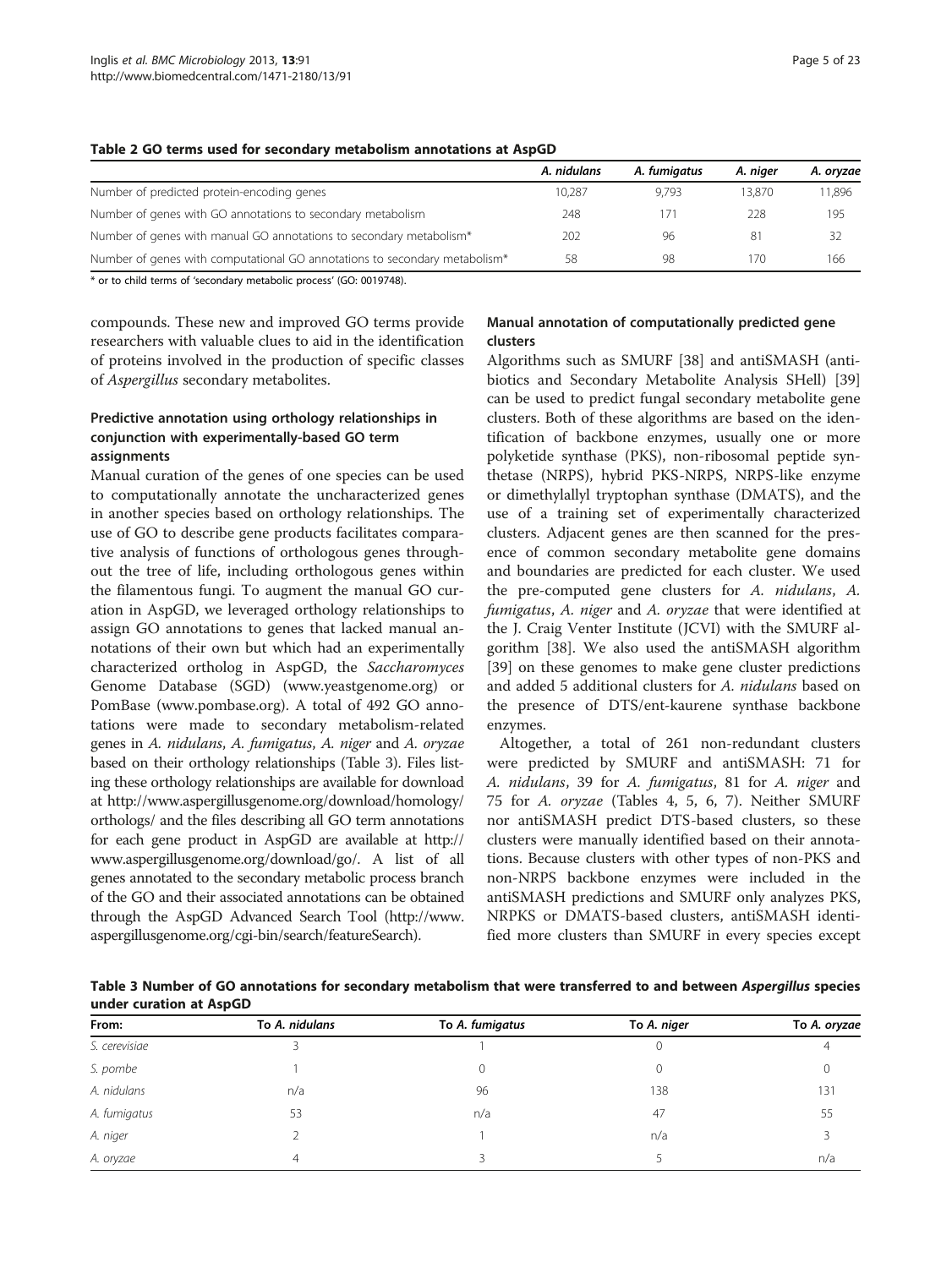**Table 2 GO terms used for secondary metabolism annotations at AspGD**

| | *A. nidulans* | *A. fumigatus* | *A. niger* | *A. oryzae* |
|---|---|---|---|---|
| Number of predicted protein-encoding genes | 10,287 | 9,793 | 13,870 | 11,896 |
| Number of genes with GO annotations to secondary metabolism | 248 | 171 | 228 | 195 |
| Number of genes with manual GO annotations to secondary metabolism* | 202 | 96 | 81 | 32 |
| Number of genes with computational GO annotations to secondary metabolism* | 58 | 98 | 170 | 166 |

* or to child terms of 'secondary metabolic process' (GO: 0019748).

compounds. These new and improved GO terms provide researchers with valuable clues to aid in the identification of proteins involved in the production of specific classes of *Aspergillus* secondary metabolites.

### Predictive annotation using orthology relationships in conjunction with experimentally-based GO term assignments

Manual curation of the genes of one species can be used to computationally annotate the uncharacterized genes in another species based on orthology relationships. The use of GO to describe gene products facilitates comparative analysis of functions of orthologous genes throughout the tree of life, including orthologous genes within the filamentous fungi. To augment the manual GO curation in AspGD, we leveraged orthology relationships to assign GO annotations to genes that lacked manual annotations of their own but which had an experimentally characterized ortholog in AspGD, the *Saccharomyces* Genome Database (SGD) (www.yeastgenome.org) or PomBase (www.pombase.org). A total of 492 GO annotations were made to secondary metabolism-related genes in *A. nidulans*, *A. fumigatus*, *A. niger* and *A. oryzae* based on their orthology relationships (Table 3). Files listing these orthology relationships are available for download at http://www.aspergillusgenome.org/download/homology/orthologs/ and the files describing all GO term annotations for each gene product in AspGD are available at http://www.aspergillusgenome.org/download/go/. A list of all genes annotated to the secondary metabolic process branch of the GO and their associated annotations can be obtained through the AspGD Advanced Search Tool (http://www.aspergillusgenome.org/cgi-bin/search/featureSearch).

### Manual annotation of computationally predicted gene clusters

Algorithms such as SMURF [38] and antiSMASH (antibiotics and Secondary Metabolite Analysis SHell) [39] can be used to predict fungal secondary metabolite gene clusters. Both of these algorithms are based on the identification of backbone enzymes, usually one or more polyketide synthase (PKS), non-ribosomal peptide synthetase (NRPS), hybrid PKS-NRPS, NRPS-like enzyme or dimethylallyl tryptophan synthase (DMATS), and the use of a training set of experimentally characterized clusters. Adjacent genes are then scanned for the presence of common secondary metabolite gene domains and boundaries are predicted for each cluster. We used the pre-computed gene clusters for *A. nidulans*, *A. fumigatus*, *A. niger* and *A. oryzae* that were identified at the J. Craig Venter Institute (JCVI) with the SMURF algorithm [38]. We also used the antiSMASH algorithm [39] on these genomes to make gene cluster predictions and added 5 additional clusters for *A. nidulans* based on the presence of DTS/ent-kaurene synthase backbone enzymes.

Altogether, a total of 261 non-redundant clusters were predicted by SMURF and antiSMASH: 71 for *A. nidulans*, 39 for *A. fumigatus*, 81 for *A. niger* and 75 for *A. oryzae* (Tables 4, 5, 6, 7). Neither SMURF nor antiSMASH predict DTS-based clusters, so these clusters were manually identified based on their annotations. Because clusters with other types of non-PKS and non-NRPS backbone enzymes were included in the antiSMASH predictions and SMURF only analyzes PKS, NRPKS or DMATS-based clusters, antiSMASH identified more clusters than SMURF in every species except

**Table 3 Number of GO annotations for secondary metabolism that were transferred to and between *Aspergillus* species under curation at AspGD**

| From: | To *A. nidulans* | To *A. fumigatus* | To *A. niger* | To *A. oryzae* |
|---|---|---|---|---|
| *S. cerevisiae* | 3 | 1 | 0 | 4 |
| *S. pombe* | 1 | 0 | 0 | 0 |
| *A. nidulans* | n/a | 96 | 138 | 131 |
| *A. fumigatus* | 53 | n/a | 47 | 55 |
| *A. niger* | 2 | 1 | n/a | 3 |
| *A. oryzae* | 4 | 3 | 5 | n/a |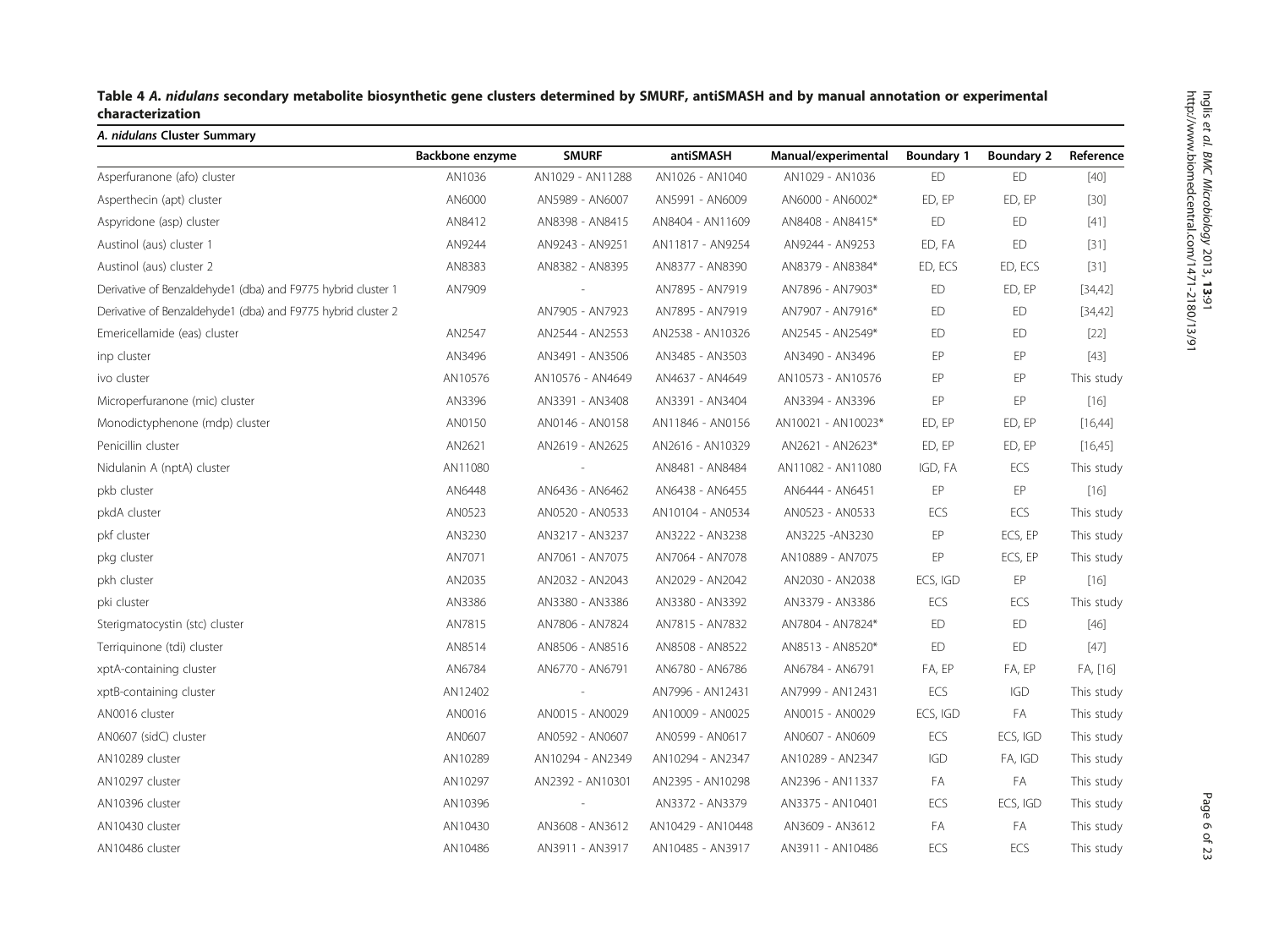**Table 4 *A. nidulans* secondary metabolite biosynthetic gene clusters determined by SMURF, antiSMASH and by manual annotation or experimental characterization**

| *A. nidulans* Cluster Summary | | | | | | | |
|---|---|---|---|---|---|---|---|
| | **Backbone enzyme** | **SMURF** | **antiSMASH** | **Manual/experimental** | **Boundary 1** | **Boundary 2** | **Reference** |
| Asperfuranone (afo) cluster | AN1036 | AN1029 - AN11288 | AN1026 - AN1040 | AN1029 - AN1036 | ED | ED | [40] |
| Asperthecin (apt) cluster | AN6000 | AN5989 - AN6007 | AN5991 - AN6009 | AN6000 - AN6002* | ED, EP | ED, EP | [30] |
| Aspyridone (asp) cluster | AN8412 | AN8398 - AN8415 | AN8404 - AN11609 | AN8408 - AN8415* | ED | ED | [41] |
| Austinol (aus) cluster 1 | AN9244 | AN9243 - AN9251 | AN11817 - AN9254 | AN9244 - AN9253 | ED, FA | ED | [31] |
| Austinol (aus) cluster 2 | AN8383 | AN8382 - AN8395 | AN8377 - AN8390 | AN8379 - AN8384* | ED, ECS | ED, ECS | [31] |
| Derivative of Benzaldehyde1 (dba) and F9775 hybrid cluster 1 | AN7909 | - | AN7895 - AN7919 | AN7896 - AN7903* | ED | ED, EP | [34,42] |
| Derivative of Benzaldehyde1 (dba) and F9775 hybrid cluster 2 | | AN7905 - AN7923 | AN7895 - AN7919 | AN7907 - AN7916* | ED | ED | [34,42] |
| Emericellamide (eas) cluster | AN2547 | AN2544 - AN2553 | AN2538 - AN10326 | AN2545 - AN2549* | ED | ED | [22] |
| inp cluster | AN3496 | AN3491 - AN3506 | AN3485 - AN3503 | AN3490 - AN3496 | EP | EP | [43] |
| ivo cluster | AN10576 | AN10576 - AN4649 | AN4637 - AN4649 | AN10573 - AN10576 | EP | EP | This study |
| Microperfuranone (mic) cluster | AN3396 | AN3391 - AN3408 | AN3391 - AN3404 | AN3394 - AN3396 | EP | EP | [16] |
| Monodictyphenone (mdp) cluster | AN0150 | AN0146 - AN0158 | AN11846 - AN0156 | AN10021 - AN10023* | ED, EP | ED, EP | [16,44] |
| Penicillin cluster | AN2621 | AN2619 - AN2625 | AN2616 - AN10329 | AN2621 - AN2623* | ED, EP | ED, EP | [16,45] |
| Nidulanin A (nptA) cluster | AN11080 | - | AN8481 - AN8484 | AN11082 - AN11080 | IGD, FA | ECS | This study |
| pkb cluster | AN6448 | AN6436 - AN6462 | AN6438 - AN6455 | AN6444 - AN6451 | EP | EP | [16] |
| pkdA cluster | AN0523 | AN0520 - AN0533 | AN10104 - AN0534 | AN0523 - AN0533 | ECS | ECS | This study |
| pkf cluster | AN3230 | AN3217 - AN3237 | AN3222 - AN3238 | AN3225 -AN3230 | EP | ECS, EP | This study |
| pkg cluster | AN7071 | AN7061 - AN7075 | AN7064 - AN7078 | AN10889 - AN7075 | EP | ECS, EP | This study |
| pkh cluster | AN2035 | AN2032 - AN2043 | AN2029 - AN2042 | AN2030 - AN2038 | ECS, IGD | EP | [16] |
| pki cluster | AN3386 | AN3380 - AN3386 | AN3380 - AN3392 | AN3379 - AN3386 | ECS | ECS | This study |
| Sterigmatocystin (stc) cluster | AN7815 | AN7806 - AN7824 | AN7815 - AN7832 | AN7804 - AN7824* | ED | ED | [46] |
| Terriquinone (tdi) cluster | AN8514 | AN8506 - AN8516 | AN8508 - AN8522 | AN8513 - AN8520* | ED | ED | [47] |
| xptA-containing cluster | AN6784 | AN6770 - AN6791 | AN6780 - AN6786 | AN6784 - AN6791 | FA, EP | FA, EP | FA, [16] |
| xptB-containing cluster | AN12402 | - | AN7996 - AN12431 | AN7999 - AN12431 | ECS | IGD | This study |
| AN0016 cluster | AN0016 | AN0015 - AN0029 | AN10009 - AN0025 | AN0015 - AN0029 | ECS, IGD | FA | This study |
| AN0607 (sidC) cluster | AN0607 | AN0592 - AN0607 | AN0599 - AN0617 | AN0607 - AN0609 | ECS | ECS, IGD | This study |
| AN10289 cluster | AN10289 | AN10294 - AN2349 | AN10294 - AN2347 | AN10289 - AN2347 | IGD | FA, IGD | This study |
| AN10297 cluster | AN10297 | AN2392 - AN10301 | AN2395 - AN10298 | AN2396 - AN11337 | FA | FA | This study |
| AN10396 cluster | AN10396 | - | AN3372 - AN3379 | AN3375 - AN10401 | ECS | ECS, IGD | This study |
| AN10430 cluster | AN10430 | AN3608 - AN3612 | AN10429 - AN10448 | AN3609 - AN3612 | FA | FA | This study |
| AN10486 cluster | AN10486 | AN3911 - AN3917 | AN10485 - AN3917 | AN3911 - AN10486 | ECS | ECS | This study |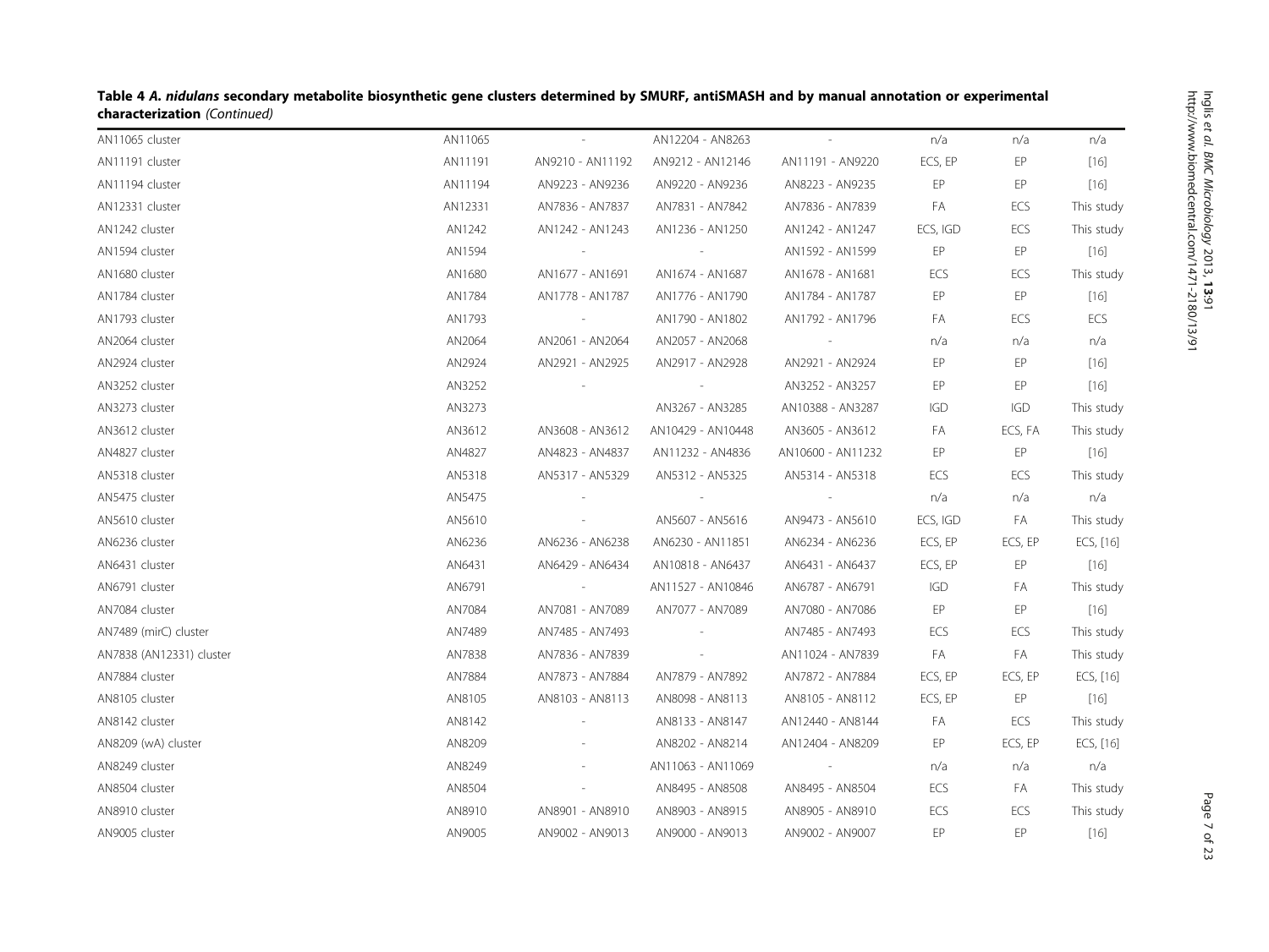**Table 4 *A. nidulans* secondary metabolite biosynthetic gene clusters determined by SMURF, antiSMASH and by manual annotation or experimental characterization** *(Continued)*

| | | | | | | | |
|---|---|---|---|---|---|---|---|
| AN11065 cluster | AN11065 | - | AN12204 - AN8263 | - | n/a | n/a | n/a |
| AN11191 cluster | AN11191 | AN9210 - AN11192 | AN9212 - AN12146 | AN11191 - AN9220 | ECS, EP | EP | [16] |
| AN11194 cluster | AN11194 | AN9223 - AN9236 | AN9220 - AN9236 | AN8223 - AN9235 | EP | EP | [16] |
| AN12331 cluster | AN12331 | AN7836 - AN7837 | AN7831 - AN7842 | AN7836 - AN7839 | FA | ECS | This study |
| AN1242 cluster | AN1242 | AN1242 - AN1243 | AN1236 - AN1250 | AN1242 - AN1247 | ECS, IGD | ECS | This study |
| AN1594 cluster | AN1594 | - | - | AN1592 - AN1599 | EP | EP | [16] |
| AN1680 cluster | AN1680 | AN1677 - AN1691 | AN1674 - AN1687 | AN1678 - AN1681 | ECS | ECS | This study |
| AN1784 cluster | AN1784 | AN1778 - AN1787 | AN1776 - AN1790 | AN1784 - AN1787 | EP | EP | [16] |
| AN1793 cluster | AN1793 | - | AN1790 - AN1802 | AN1792 - AN1796 | FA | ECS | ECS |
| AN2064 cluster | AN2064 | AN2061 - AN2064 | AN2057 - AN2068 | - | n/a | n/a | n/a |
| AN2924 cluster | AN2924 | AN2921 - AN2925 | AN2917 - AN2928 | AN2921 - AN2924 | EP | EP | [16] |
| AN3252 cluster | AN3252 | - | - | AN3252 - AN3257 | EP | EP | [16] |
| AN3273 cluster | AN3273 | | AN3267 - AN3285 | AN10388 - AN3287 | IGD | IGD | This study |
| AN3612 cluster | AN3612 | AN3608 - AN3612 | AN10429 - AN10448 | AN3605 - AN3612 | FA | ECS, FA | This study |
| AN4827 cluster | AN4827 | AN4823 - AN4837 | AN11232 - AN4836 | AN10600 - AN11232 | EP | EP | [16] |
| AN5318 cluster | AN5318 | AN5317 - AN5329 | AN5312 - AN5325 | AN5314 - AN5318 | ECS | ECS | This study |
| AN5475 cluster | AN5475 | - | - | - | n/a | n/a | n/a |
| AN5610 cluster | AN5610 | - | AN5607 - AN5616 | AN9473 - AN5610 | ECS, IGD | FA | This study |
| AN6236 cluster | AN6236 | AN6236 - AN6238 | AN6230 - AN11851 | AN6234 - AN6236 | ECS, EP | ECS, EP | ECS, [16] |
| AN6431 cluster | AN6431 | AN6429 - AN6434 | AN10818 - AN6437 | AN6431 - AN6437 | ECS, EP | EP | [16] |
| AN6791 cluster | AN6791 | - | AN11527 - AN10846 | AN6787 - AN6791 | IGD | FA | This study |
| AN7084 cluster | AN7084 | AN7081 - AN7089 | AN7077 - AN7089 | AN7080 - AN7086 | EP | EP | [16] |
| AN7489 (mirC) cluster | AN7489 | AN7485 - AN7493 | - | AN7485 - AN7493 | ECS | ECS | This study |
| AN7838 (AN12331) cluster | AN7838 | AN7836 - AN7839 | - | AN11024 - AN7839 | FA | FA | This study |
| AN7884 cluster | AN7884 | AN7873 - AN7884 | AN7879 - AN7892 | AN7872 - AN7884 | ECS, EP | ECS, EP | ECS, [16] |
| AN8105 cluster | AN8105 | AN8103 - AN8113 | AN8098 - AN8113 | AN8105 - AN8112 | ECS, EP | EP | [16] |
| AN8142 cluster | AN8142 | - | AN8133 - AN8147 | AN12440 - AN8144 | FA | ECS | This study |
| AN8209 (wA) cluster | AN8209 | - | AN8202 - AN8214 | AN12404 - AN8209 | EP | ECS, EP | ECS, [16] |
| AN8249 cluster | AN8249 | - | AN11063 - AN11069 | - | n/a | n/a | n/a |
| AN8504 cluster | AN8504 | - | AN8495 - AN8508 | AN8495 - AN8504 | ECS | FA | This study |
| AN8910 cluster | AN8910 | AN8901 - AN8910 | AN8903 - AN8915 | AN8905 - AN8910 | ECS | ECS | This study |
| AN9005 cluster | AN9005 | AN9002 - AN9013 | AN9000 - AN9013 | AN9002 - AN9007 | EP | EP | [16] |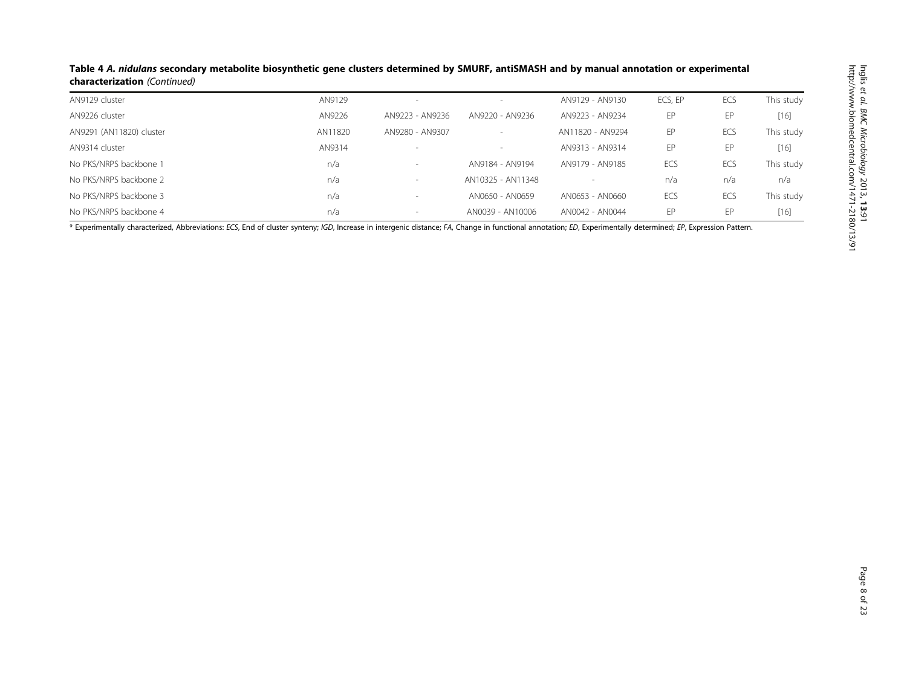**Table 4 *A. nidulans* secondary metabolite biosynthetic gene clusters determined by SMURF, antiSMASH and by manual annotation or experimental characterization** *(Continued)*

| | | | | | | | |
|---|---|---|---|---|---|---|---|
| AN9129 cluster | AN9129 | - | - | AN9129 - AN9130 | ECS, EP | ECS | This study |
| AN9226 cluster | AN9226 | AN9223 - AN9236 | AN9220 - AN9236 | AN9223 - AN9234 | EP | EP | [16] |
| AN9291 (AN11820) cluster | AN11820 | AN9280 - AN9307 | - | AN11820 - AN9294 | EP | ECS | This study |
| AN9314 cluster | AN9314 | - | - | AN9313 - AN9314 | EP | EP | [16] |
| No PKS/NRPS backbone 1 | n/a | - | AN9184 - AN9194 | AN9179 - AN9185 | ECS | ECS | This study |
| No PKS/NRPS backbone 2 | n/a | - | AN10325 - AN11348 | - | n/a | n/a | n/a |
| No PKS/NRPS backbone 3 | n/a | - | AN0650 - AN0659 | AN0653 - AN0660 | ECS | ECS | This study |
| No PKS/NRPS backbone 4 | n/a | - | AN0039 - AN10006 | AN0042 - AN0044 | EP | EP | [16] |

* Experimentally characterized, Abbreviations: *ECS*, End of cluster synteny; *IGD*, Increase in intergenic distance; *FA*, Change in functional annotation; *ED*, Experimentally determined; *EP*, Expression Pattern.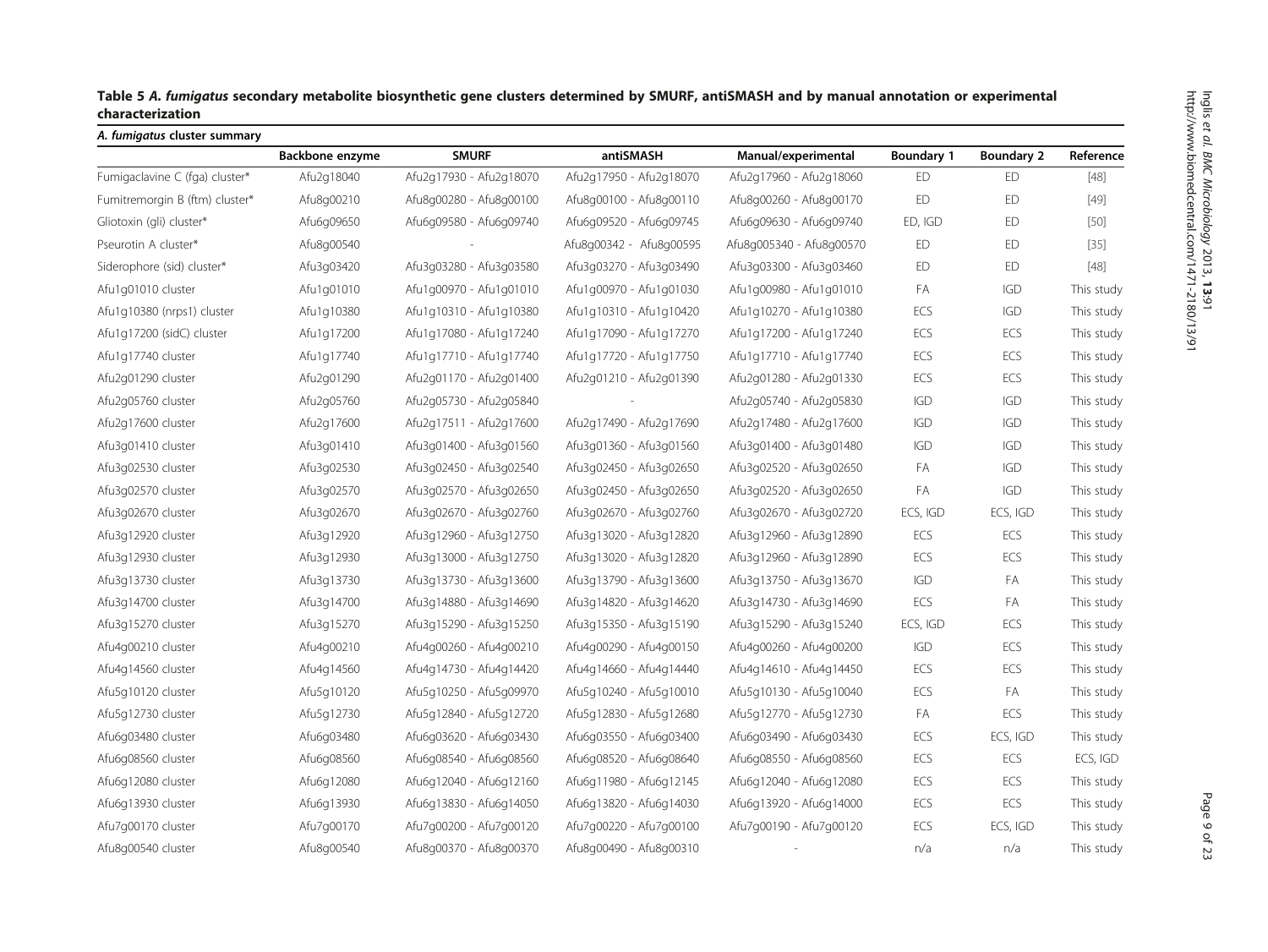**Table 5 *A. fumigatus* secondary metabolite biosynthetic gene clusters determined by SMURF, antiSMASH and by manual annotation or experimental characterization**

| *A. fumigatus* cluster summary | | | | | | | |
|---|---|---|---|---|---|---|---|
| | **Backbone enzyme** | **SMURF** | **antiSMASH** | **Manual/experimental** | **Boundary 1** | **Boundary 2** | **Reference** |
| Fumigaclavine C (fga) cluster* | Afu2g18040 | Afu2g17930 - Afu2g18070 | Afu2g17950 - Afu2g18070 | Afu2g17960 - Afu2g18060 | ED | ED | [48] |
| Fumitremorgin B (ftm) cluster* | Afu8g00210 | Afu8g00280 - Afu8g00100 | Afu8g00100 - Afu8g00110 | Afu8g00260 - Afu8g00170 | ED | ED | [49] |
| Gliotoxin (gli) cluster* | Afu6g09650 | Afu6g09580 - Afu6g09740 | Afu6g09520 - Afu6g09745 | Afu6g09630 - Afu6g09740 | ED, IGD | ED | [50] |
| Pseurotin A cluster* | Afu8g00540 | - | Afu8g00342 - Afu8g00595 | Afu8g005340 - Afu8g00570 | ED | ED | [35] |
| Siderophore (sid) cluster* | Afu3g03420 | Afu3g03280 - Afu3g03580 | Afu3g03270 - Afu3g03490 | Afu3g03300 - Afu3g03460 | ED | ED | [48] |
| Afu1g01010 cluster | Afu1g01010 | Afu1g00970 - Afu1g01010 | Afu1g00970 - Afu1g01030 | Afu1g00980 - Afu1g01010 | FA | IGD | This study |
| Afu1g10380 (nrps1) cluster | Afu1g10380 | Afu1g10310 - Afu1g10380 | Afu1g10310 - Afu1g10420 | Afu1g10270 - Afu1g10380 | ECS | IGD | This study |
| Afu1g17200 (sidC) cluster | Afu1g17200 | Afu1g17080 - Afu1g17240 | Afu1g17090 - Afu1g17270 | Afu1g17200 - Afu1g17240 | ECS | ECS | This study |
| Afu1g17740 cluster | Afu1g17740 | Afu1g17710 - Afu1g17740 | Afu1g17720 - Afu1g17750 | Afu1g17710 - Afu1g17740 | ECS | ECS | This study |
| Afu2g01290 cluster | Afu2g01290 | Afu2g01170 - Afu2g01400 | Afu2g01210 - Afu2g01390 | Afu2g01280 - Afu2g01330 | ECS | ECS | This study |
| Afu2g05760 cluster | Afu2g05760 | Afu2g05730 - Afu2g05840 | - | Afu2g05740 - Afu2g05830 | IGD | IGD | This study |
| Afu2g17600 cluster | Afu2g17600 | Afu2g17511 - Afu2g17600 | Afu2g17490 - Afu2g17690 | Afu2g17480 - Afu2g17600 | IGD | IGD | This study |
| Afu3g01410 cluster | Afu3g01410 | Afu3g01400 - Afu3g01560 | Afu3g01360 - Afu3g01560 | Afu3g01400 - Afu3g01480 | IGD | IGD | This study |
| Afu3g02530 cluster | Afu3g02530 | Afu3g02450 - Afu3g02540 | Afu3g02450 - Afu3g02650 | Afu3g02520 - Afu3g02650 | FA | IGD | This study |
| Afu3g02570 cluster | Afu3g02570 | Afu3g02570 - Afu3g02650 | Afu3g02450 - Afu3g02650 | Afu3g02520 - Afu3g02650 | FA | IGD | This study |
| Afu3g02670 cluster | Afu3g02670 | Afu3g02670 - Afu3g02760 | Afu3g02670 - Afu3g02760 | Afu3g02670 - Afu3g02720 | ECS, IGD | ECS, IGD | This study |
| Afu3g12920 cluster | Afu3g12920 | Afu3g12960 - Afu3g12750 | Afu3g13020 - Afu3g12820 | Afu3g12960 - Afu3g12890 | ECS | ECS | This study |
| Afu3g12930 cluster | Afu3g12930 | Afu3g13000 - Afu3g12750 | Afu3g13020 - Afu3g12820 | Afu3g12960 - Afu3g12890 | ECS | ECS | This study |
| Afu3g13730 cluster | Afu3g13730 | Afu3g13730 - Afu3g13600 | Afu3g13790 - Afu3g13600 | Afu3g13750 - Afu3g13670 | IGD | FA | This study |
| Afu3g14700 cluster | Afu3g14700 | Afu3g14880 - Afu3g14690 | Afu3g14820 - Afu3g14620 | Afu3g14730 - Afu3g14690 | ECS | FA | This study |
| Afu3g15270 cluster | Afu3g15270 | Afu3g15290 - Afu3g15250 | Afu3g15350 - Afu3g15190 | Afu3g15290 - Afu3g15240 | ECS, IGD | ECS | This study |
| Afu4g00210 cluster | Afu4g00210 | Afu4g00260 - Afu4g00210 | Afu4g00290 - Afu4g00150 | Afu4g00260 - Afu4g00200 | IGD | ECS | This study |
| Afu4g14560 cluster | Afu4g14560 | Afu4g14730 - Afu4g14420 | Afu4g14660 - Afu4g14440 | Afu4g14610 - Afu4g14450 | ECS | ECS | This study |
| Afu5g10120 cluster | Afu5g10120 | Afu5g10250 - Afu5g09970 | Afu5g10240 - Afu5g10010 | Afu5g10130 - Afu5g10040 | ECS | FA | This study |
| Afu5g12730 cluster | Afu5g12730 | Afu5g12840 - Afu5g12720 | Afu5g12830 - Afu5g12680 | Afu5g12770 - Afu5g12730 | FA | ECS | This study |
| Afu6g03480 cluster | Afu6g03480 | Afu6g03620 - Afu6g03430 | Afu6g03550 - Afu6g03400 | Afu6g03490 - Afu6g03430 | ECS | ECS, IGD | This study |
| Afu6g08560 cluster | Afu6g08560 | Afu6g08540 - Afu6g08560 | Afu6g08520 - Afu6g08640 | Afu6g08550 - Afu6g08560 | ECS | ECS | ECS, IGD |
| Afu6g12080 cluster | Afu6g12080 | Afu6g12040 - Afu6g12160 | Afu6g11980 - Afu6g12145 | Afu6g12040 - Afu6g12080 | ECS | ECS | This study |
| Afu6g13930 cluster | Afu6g13930 | Afu6g13830 - Afu6g14050 | Afu6g13820 - Afu6g14030 | Afu6g13920 - Afu6g14000 | ECS | ECS | This study |
| Afu7g00170 cluster | Afu7g00170 | Afu7g00200 - Afu7g00120 | Afu7g00220 - Afu7g00100 | Afu7g00190 - Afu7g00120 | ECS | ECS, IGD | This study |
| Afu8g00540 cluster | Afu8g00540 | Afu8g00370 - Afu8g00370 | Afu8g00490 - Afu8g00310 | - | n/a | n/a | This study |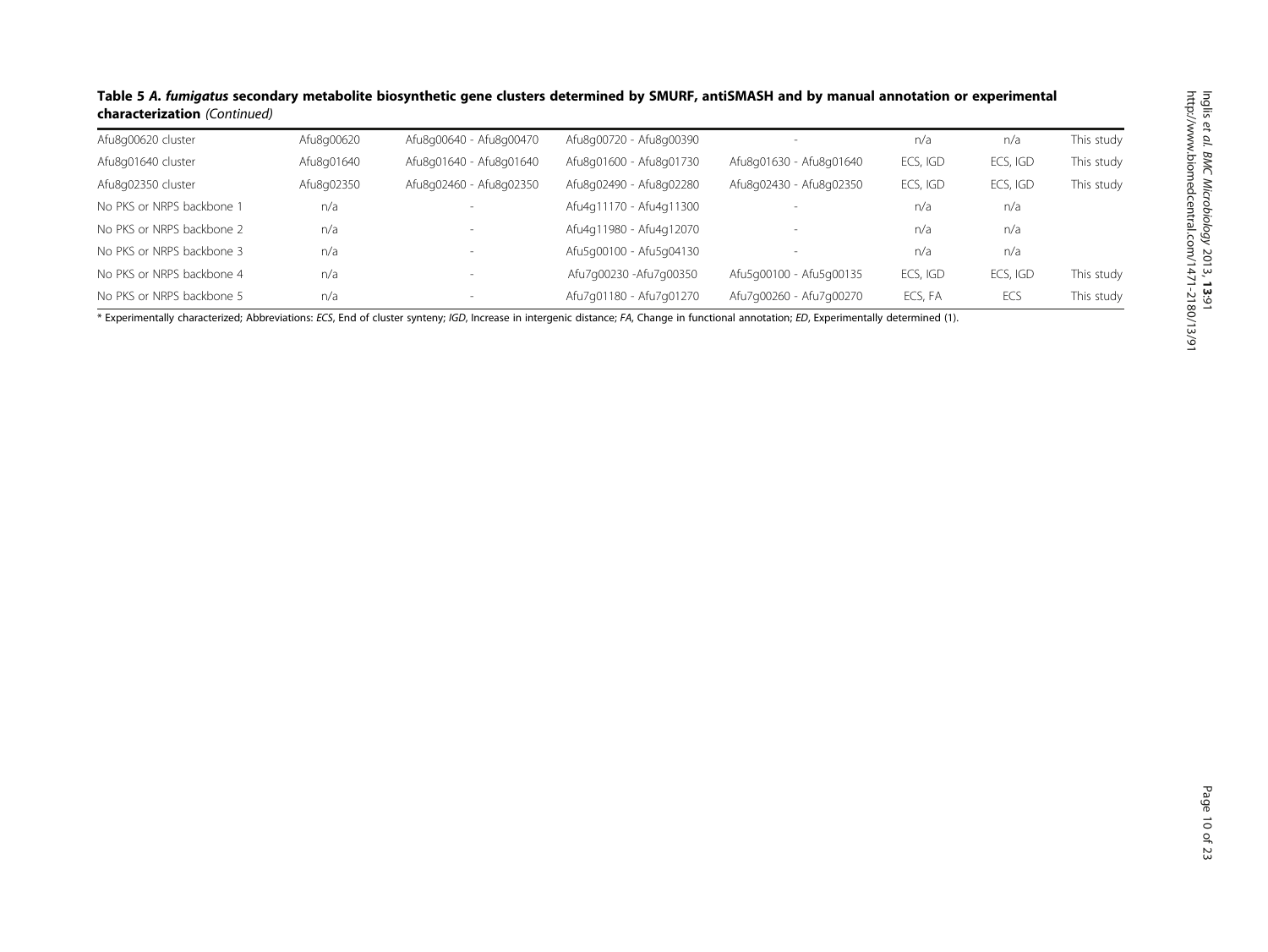**Table 5 *A. fumigatus* secondary metabolite biosynthetic gene clusters determined by SMURF, antiSMASH and by manual annotation or experimental characterization** *(Continued)*

| | | | | | | | |
|---|---|---|---|---|---|---|---|
| Afu8g00620 cluster | Afu8g00620 | Afu8g00640 - Afu8g00470 | Afu8g00720 - Afu8g00390 | - | n/a | n/a | This study |
| Afu8g01640 cluster | Afu8g01640 | Afu8g01640 - Afu8g01640 | Afu8g01600 - Afu8g01730 | Afu8g01630 - Afu8g01640 | ECS, IGD | ECS, IGD | This study |
| Afu8g02350 cluster | Afu8g02350 | Afu8g02460 - Afu8g02350 | Afu8g02490 - Afu8g02280 | Afu8g02430 - Afu8g02350 | ECS, IGD | ECS, IGD | This study |
| No PKS or NRPS backbone 1 | n/a | - | Afu4g11170 - Afu4g11300 | - | n/a | n/a | |
| No PKS or NRPS backbone 2 | n/a | - | Afu4g11980 - Afu4g12070 | - | n/a | n/a | |
| No PKS or NRPS backbone 3 | n/a | - | Afu5g00100 - Afu5g04130 | - | n/a | n/a | |
| No PKS or NRPS backbone 4 | n/a | - | Afu7g00230 -Afu7g00350 | Afu5g00100 - Afu5g00135 | ECS, IGD | ECS, IGD | This study |
| No PKS or NRPS backbone 5 | n/a | - | Afu7g01180 - Afu7g01270 | Afu7g00260 - Afu7g00270 | ECS, FA | ECS | This study |

* Experimentally characterized; Abbreviations: *ECS*, End of cluster synteny; *IGD*, Increase in intergenic distance; *FA*, Change in functional annotation; *ED*, Experimentally determined (1).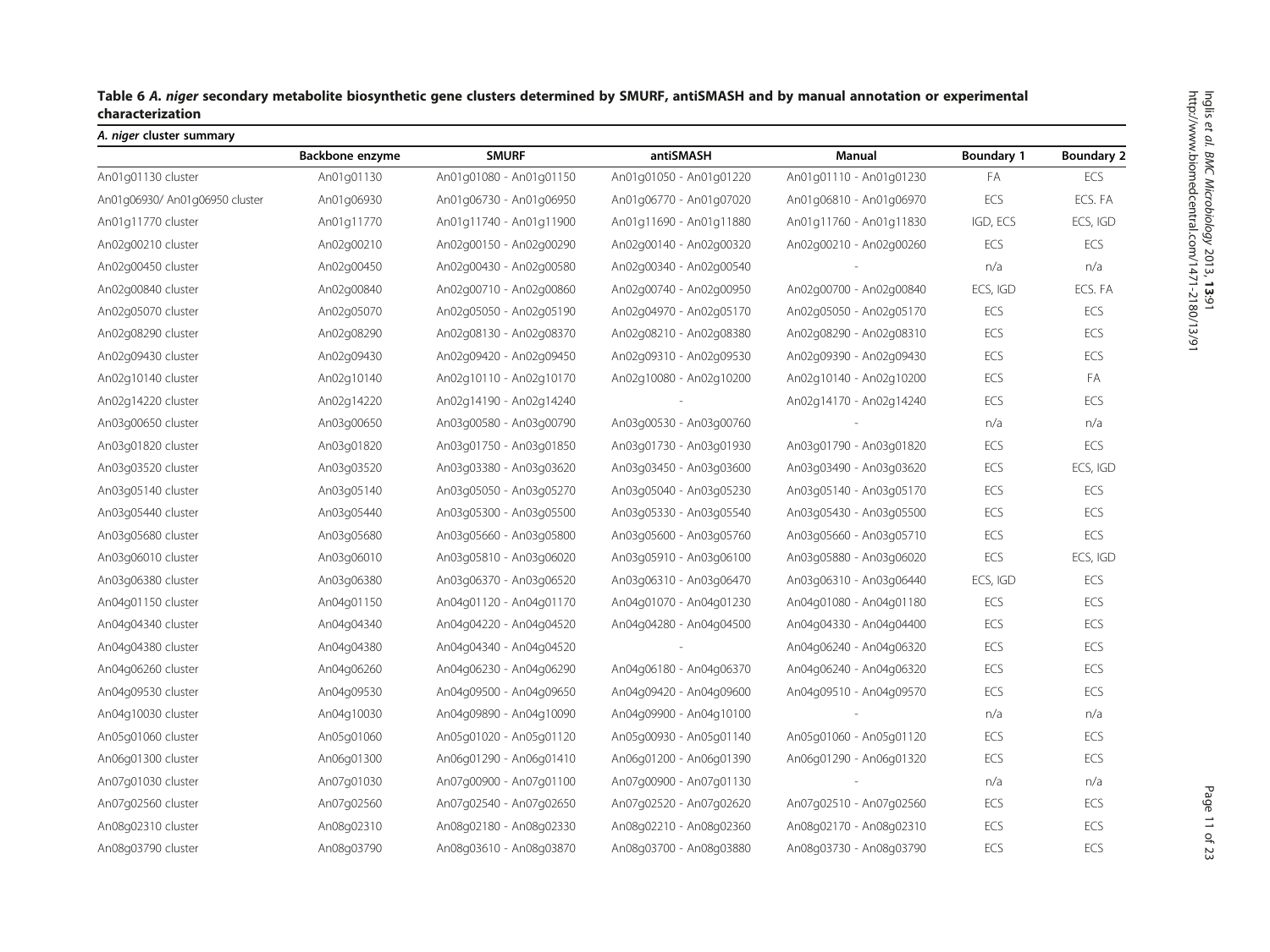**Table 6 *A. niger* secondary metabolite biosynthetic gene clusters determined by SMURF, antiSMASH and by manual annotation or experimental characterization**

| *A. niger* cluster summary | | | | | | |
|---|---|---|---|---|---|---|
| | **Backbone enzyme** | **SMURF** | **antiSMASH** | **Manual** | **Boundary 1** | **Boundary 2** |
| An01g01130 cluster | An01g01130 | An01g01080 - An01g01150 | An01g01050 - An01g01220 | An01g01110 - An01g01230 | FA | ECS |
| An01g06930/ An01g06950 cluster | An01g06930 | An01g06730 - An01g06950 | An01g06770 - An01g07020 | An01g06810 - An01g06970 | ECS | ECS. FA |
| An01g11770 cluster | An01g11770 | An01g11740 - An01g11900 | An01g11690 - An01g11880 | An01g11760 - An01g11830 | IGD, ECS | ECS, IGD |
| An02g00210 cluster | An02g00210 | An02g00150 - An02g00290 | An02g00140 - An02g00320 | An02g00210 - An02g00260 | ECS | ECS |
| An02g00450 cluster | An02g00450 | An02g00430 - An02g00580 | An02g00340 - An02g00540 | - | n/a | n/a |
| An02g00840 cluster | An02g00840 | An02g00710 - An02g00860 | An02g00740 - An02g00950 | An02g00700 - An02g00840 | ECS, IGD | ECS. FA |
| An02g05070 cluster | An02g05070 | An02g05050 - An02g05190 | An02g04970 - An02g05170 | An02g05050 - An02g05170 | ECS | ECS |
| An02g08290 cluster | An02g08290 | An02g08130 - An02g08370 | An02g08210 - An02g08380 | An02g08290 - An02g08310 | ECS | ECS |
| An02g09430 cluster | An02g09430 | An02g09420 - An02g09450 | An02g09310 - An02g09530 | An02g09390 - An02g09430 | ECS | ECS |
| An02g10140 cluster | An02g10140 | An02g10110 - An02g10170 | An02g10080 - An02g10200 | An02g10140 - An02g10200 | ECS | FA |
| An02g14220 cluster | An02g14220 | An02g14190 - An02g14240 | - | An02g14170 - An02g14240 | ECS | ECS |
| An03g00650 cluster | An03g00650 | An03g00580 - An03g00790 | An03g00530 - An03g00760 | - | n/a | n/a |
| An03g01820 cluster | An03g01820 | An03g01750 - An03g01850 | An03g01730 - An03g01930 | An03g01790 - An03g01820 | ECS | ECS |
| An03g03520 cluster | An03g03520 | An03g03380 - An03g03620 | An03g03450 - An03g03600 | An03g03490 - An03g03620 | ECS | ECS, IGD |
| An03g05140 cluster | An03g05140 | An03g05050 - An03g05270 | An03g05040 - An03g05230 | An03g05140 - An03g05170 | ECS | ECS |
| An03g05440 cluster | An03g05440 | An03g05300 - An03g05500 | An03g05330 - An03g05540 | An03g05430 - An03g05500 | ECS | ECS |
| An03g05680 cluster | An03g05680 | An03g05660 - An03g05800 | An03g05600 - An03g05760 | An03g05660 - An03g05710 | ECS | ECS |
| An03g06010 cluster | An03g06010 | An03g05810 - An03g06020 | An03g05910 - An03g06100 | An03g05880 - An03g06020 | ECS | ECS, IGD |
| An03g06380 cluster | An03g06380 | An03g06370 - An03g06520 | An03g06310 - An03g06470 | An03g06310 - An03g06440 | ECS, IGD | ECS |
| An04g01150 cluster | An04g01150 | An04g01120 - An04g01170 | An04g01070 - An04g01230 | An04g01080 - An04g01180 | ECS | ECS |
| An04g04340 cluster | An04g04340 | An04g04220 - An04g04520 | An04g04280 - An04g04500 | An04g04330 - An04g04400 | ECS | ECS |
| An04g04380 cluster | An04g04380 | An04g04340 - An04g04520 | - | An04g06240 - An04g06320 | ECS | ECS |
| An04g06260 cluster | An04g06260 | An04g06230 - An04g06290 | An04g06180 - An04g06370 | An04g06240 - An04g06320 | ECS | ECS |
| An04g09530 cluster | An04g09530 | An04g09500 - An04g09650 | An04g09420 - An04g09600 | An04g09510 - An04g09570 | ECS | ECS |
| An04g10030 cluster | An04g10030 | An04g09890 - An04g10090 | An04g09900 - An04g10100 | - | n/a | n/a |
| An05g01060 cluster | An05g01060 | An05g01020 - An05g01120 | An05g00930 - An05g01140 | An05g01060 - An05g01120 | ECS | ECS |
| An06g01300 cluster | An06g01300 | An06g01290 - An06g01410 | An06g01200 - An06g01390 | An06g01290 - An06g01320 | ECS | ECS |
| An07g01030 cluster | An07g01030 | An07g00900 - An07g01100 | An07g00900 - An07g01130 | - | n/a | n/a |
| An07g02560 cluster | An07g02560 | An07g02540 - An07g02650 | An07g02520 - An07g02620 | An07g02510 - An07g02560 | ECS | ECS |
| An08g02310 cluster | An08g02310 | An08g02180 - An08g02330 | An08g02210 - An08g02360 | An08g02170 - An08g02310 | ECS | ECS |
| An08g03790 cluster | An08g03790 | An08g03610 - An08g03870 | An08g03700 - An08g03880 | An08g03730 - An08g03790 | ECS | ECS |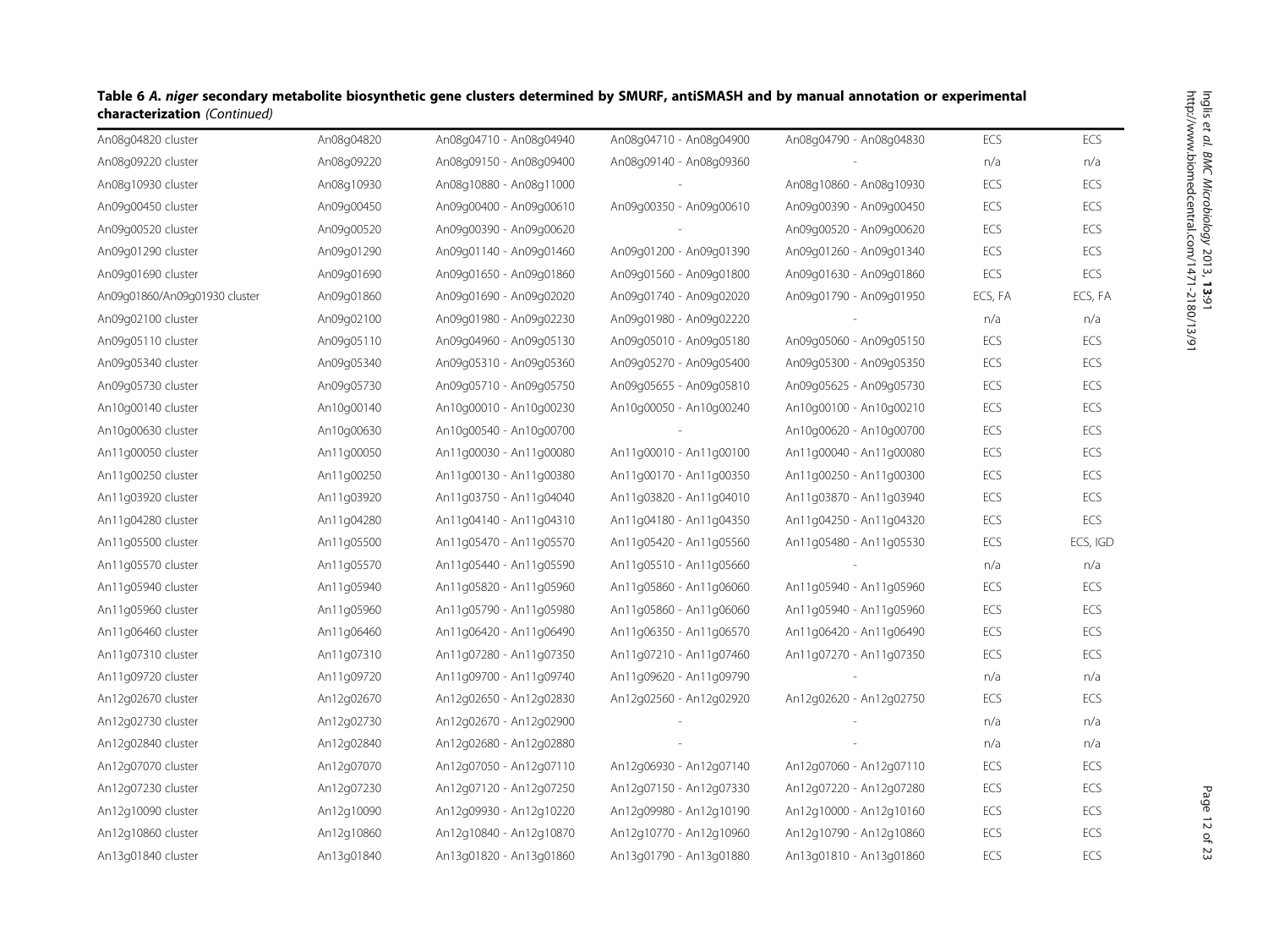**Table 6 *A. niger* secondary metabolite biosynthetic gene clusters determined by SMURF, antiSMASH and by manual annotation or experimental characterization** *(Continued)*

| | | | | | | |
|---|---|---|---|---|---|---|
| An08g04820 cluster | An08g04820 | An08g04710 - An08g04940 | An08g04710 - An08g04900 | An08g04790 - An08g04830 | ECS | ECS |
| An08g09220 cluster | An08g09220 | An08g09150 - An08g09400 | An08g09140 - An08g09360 | - | n/a | n/a |
| An08g10930 cluster | An08g10930 | An08g10880 - An08g11000 | - | An08g10860 - An08g10930 | ECS | ECS |
| An09g00450 cluster | An09g00450 | An09g00400 - An09g00610 | An09g00350 - An09g00610 | An09g00390 - An09g00450 | ECS | ECS |
| An09g00520 cluster | An09g00520 | An09g00390 - An09g00620 | - | An09g00520 - An09g00620 | ECS | ECS |
| An09g01290 cluster | An09g01290 | An09g01140 - An09g01460 | An09g01200 - An09g01390 | An09g01260 - An09g01340 | ECS | ECS |
| An09g01690 cluster | An09g01690 | An09g01650 - An09g01860 | An09g01560 - An09g01800 | An09g01630 - An09g01860 | ECS | ECS |
| An09g01860/An09g01930 cluster | An09g01860 | An09g01690 - An09g02020 | An09g01740 - An09g02020 | An09g01790 - An09g01950 | ECS, FA | ECS, FA |
| An09g02100 cluster | An09g02100 | An09g01980 - An09g02230 | An09g01980 - An09g02220 | - | n/a | n/a |
| An09g05110 cluster | An09g05110 | An09g04960 - An09g05130 | An09g05010 - An09g05180 | An09g05060 - An09g05150 | ECS | ECS |
| An09g05340 cluster | An09g05340 | An09g05310 - An09g05360 | An09g05270 - An09g05400 | An09g05300 - An09g05350 | ECS | ECS |
| An09g05730 cluster | An09g05730 | An09g05710 - An09g05750 | An09g05655 - An09g05810 | An09g05625 - An09g05730 | ECS | ECS |
| An10g00140 cluster | An10g00140 | An10g00010 - An10g00230 | An10g00050 - An10g00240 | An10g00100 - An10g00210 | ECS | ECS |
| An10g00630 cluster | An10g00630 | An10g00540 - An10g00700 | - | An10g00620 - An10g00700 | ECS | ECS |
| An11g00050 cluster | An11g00050 | An11g00030 - An11g00080 | An11g00010 - An11g00100 | An11g00040 - An11g00080 | ECS | ECS |
| An11g00250 cluster | An11g00250 | An11g00130 - An11g00380 | An11g00170 - An11g00350 | An11g00250 - An11g00300 | ECS | ECS |
| An11g03920 cluster | An11g03920 | An11g03750 - An11g04040 | An11g03820 - An11g04010 | An11g03870 - An11g03940 | ECS | ECS |
| An11g04280 cluster | An11g04280 | An11g04140 - An11g04310 | An11g04180 - An11g04350 | An11g04250 - An11g04320 | ECS | ECS |
| An11g05500 cluster | An11g05500 | An11g05470 - An11g05570 | An11g05420 - An11g05560 | An11g05480 - An11g05530 | ECS | ECS, IGD |
| An11g05570 cluster | An11g05570 | An11g05440 - An11g05590 | An11g05510 - An11g05660 | - | n/a | n/a |
| An11g05940 cluster | An11g05940 | An11g05820 - An11g05960 | An11g05860 - An11g06060 | An11g05940 - An11g05960 | ECS | ECS |
| An11g05960 cluster | An11g05960 | An11g05790 - An11g05980 | An11g05860 - An11g06060 | An11g05940 - An11g05960 | ECS | ECS |
| An11g06460 cluster | An11g06460 | An11g06420 - An11g06490 | An11g06350 - An11g06570 | An11g06420 - An11g06490 | ECS | ECS |
| An11g07310 cluster | An11g07310 | An11g07280 - An11g07350 | An11g07210 - An11g07460 | An11g07270 - An11g07350 | ECS | ECS |
| An11g09720 cluster | An11g09720 | An11g09700 - An11g09740 | An11g09620 - An11g09790 | - | n/a | n/a |
| An12g02670 cluster | An12g02670 | An12g02650 - An12g02830 | An12g02560 - An12g02920 | An12g02620 - An12g02750 | ECS | ECS |
| An12g02730 cluster | An12g02730 | An12g02670 - An12g02900 | - | - | n/a | n/a |
| An12g02840 cluster | An12g02840 | An12g02680 - An12g02880 | - | - | n/a | n/a |
| An12g07070 cluster | An12g07070 | An12g07050 - An12g07110 | An12g06930 - An12g07140 | An12g07060 - An12g07110 | ECS | ECS |
| An12g07230 cluster | An12g07230 | An12g07120 - An12g07250 | An12g07150 - An12g07330 | An12g07220 - An12g07280 | ECS | ECS |
| An12g10090 cluster | An12g10090 | An12g09930 - An12g10220 | An12g09980 - An12g10190 | An12g10000 - An12g10160 | ECS | ECS |
| An12g10860 cluster | An12g10860 | An12g10840 - An12g10870 | An12g10770 - An12g10960 | An12g10790 - An12g10860 | ECS | ECS |
| An13g01840 cluster | An13g01840 | An13g01820 - An13g01860 | An13g01790 - An13g01880 | An13g01810 - An13g01860 | ECS | ECS |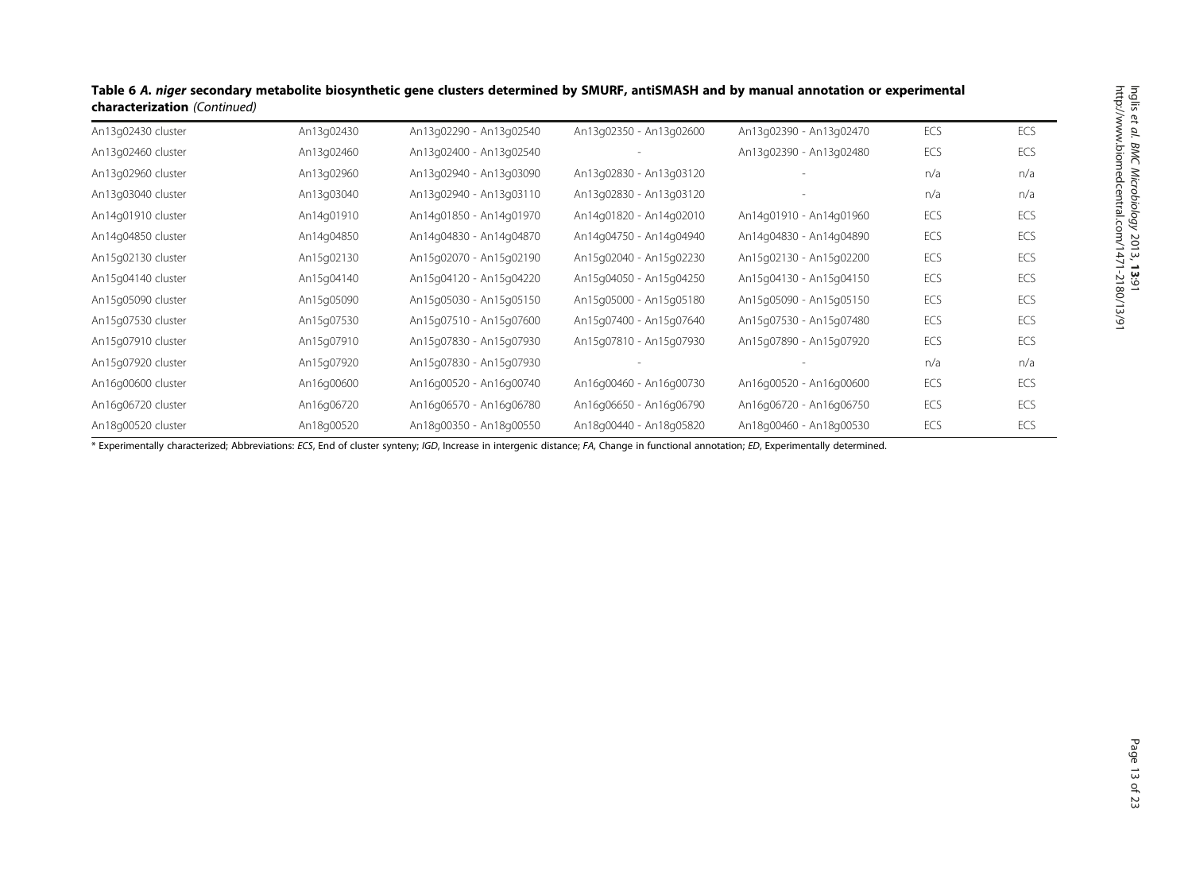**Table 6** ***A. niger*** **secondary metabolite biosynthetic gene clusters determined by SMURF, antiSMASH and by manual annotation or experimental characterization** *(Continued)*

| | | | | | | |
|---|---|---|---|---|---|---|
| An13g02430 cluster | An13g02430 | An13g02290 - An13g02540 | An13g02350 - An13g02600 | An13g02390 - An13g02470 | ECS | ECS |
| An13g02460 cluster | An13g02460 | An13g02400 - An13g02540 | - | An13g02390 - An13g02480 | ECS | ECS |
| An13g02960 cluster | An13g02960 | An13g02940 - An13g03090 | An13g02830 - An13g03120 | - | n/a | n/a |
| An13g03040 cluster | An13g03040 | An13g02940 - An13g03110 | An13g02830 - An13g03120 | - | n/a | n/a |
| An14g01910 cluster | An14g01910 | An14g01850 - An14g01970 | An14g01820 - An14g02010 | An14g01910 - An14g01960 | ECS | ECS |
| An14g04850 cluster | An14g04850 | An14g04830 - An14g04870 | An14g04750 - An14g04940 | An14g04830 - An14g04890 | ECS | ECS |
| An15g02130 cluster | An15g02130 | An15g02070 - An15g02190 | An15g02040 - An15g02230 | An15g02130 - An15g02200 | ECS | ECS |
| An15g04140 cluster | An15g04140 | An15g04120 - An15g04220 | An15g04050 - An15g04250 | An15g04130 - An15g04150 | ECS | ECS |
| An15g05090 cluster | An15g05090 | An15g05030 - An15g05150 | An15g05000 - An15g05180 | An15g05090 - An15g05150 | ECS | ECS |
| An15g07530 cluster | An15g07530 | An15g07510 - An15g07600 | An15g07400 - An15g07640 | An15g07530 - An15g07480 | ECS | ECS |
| An15g07910 cluster | An15g07910 | An15g07830 - An15g07930 | An15g07810 - An15g07930 | An15g07890 - An15g07920 | ECS | ECS |
| An15g07920 cluster | An15g07920 | An15g07830 - An15g07930 | - | - | n/a | n/a |
| An16g00600 cluster | An16g00600 | An16g00520 - An16g00740 | An16g00460 - An16g00730 | An16g00520 - An16g00600 | ECS | ECS |
| An16g06720 cluster | An16g06720 | An16g06570 - An16g06780 | An16g06650 - An16g06790 | An16g06720 - An16g06750 | ECS | ECS |
| An18g00520 cluster | An18g00520 | An18g00350 - An18g00550 | An18g00440 - An18g05820 | An18g00460 - An18g00530 | ECS | ECS |

* Experimentally characterized; Abbreviations: *ECS*, End of cluster synteny; *IGD*, Increase in intergenic distance; *FA*, Change in functional annotation; *ED*, Experimentally determined.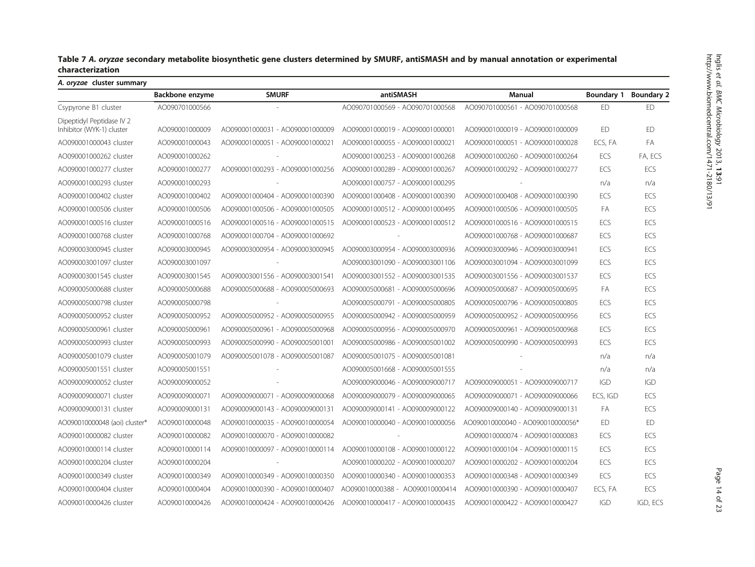**Table 7 *A. oryzae* secondary metabolite biosynthetic gene clusters determined by SMURF, antiSMASH and by manual annotation or experimental characterization**

| *A. oryzae* cluster summary | | | | | | |
|---|---|---|---|---|---|---|
| | Backbone enzyme | SMURF | antiSMASH | Manual | Boundary 1 | Boundary 2 |
| Csypyrone B1 cluster | AO090701000566 | - | AO090701000569 - AO090701000568 | AO090701000561 - AO090701000568 | ED | ED |
| Dipeptidyl Peptidase IV 2 Inhibitor (WYK-1) cluster | AO090001000009 | AO090001000031 - AO090001000009 | AO090001000019 - AO090001000001 | AO090001000019 - AO090001000009 | ED | ED |
| AO090001000043 cluster | AO090001000043 | AO090001000051 - AO090001000021 | AO090001000055 - AO090001000021 | AO090001000051 - AO090001000028 | ECS, FA | FA |
| AO090001000262 cluster | AO090001000262 | - | AO090001000253 - AO090001000268 | AO090001000260 - AO090001000264 | ECS | FA, ECS |
| AO090001000277 cluster | AO090001000277 | AO090001000293 - AO090001000256 | AO090001000289 - AO090001000267 | AO090001000292 - AO090001000277 | ECS | ECS |
| AO090001000293 cluster | AO090001000293 | - | AO090001000757 - AO090001000295 | - | n/a | n/a |
| AO090001000402 cluster | AO090001000402 | AO090001000404 - AO090001000390 | AO090001000408 - AO090001000390 | AO090001000408 - AO090001000390 | ECS | ECS |
| AO090001000506 cluster | AO090001000506 | AO090001000506 - AO090001000505 | AO090001000512 - AO090001000495 | AO090001000506 - AO090001000505 | FA | ECS |
| AO090001000516 cluster | AO090001000516 | AO090001000516 - AO090001000515 | AO090001000523 - AO090001000512 | AO090001000516 - AO090001000515 | ECS | ECS |
| AO090001000768 cluster | AO090001000768 | AO090001000704 - AO090001000692 | - | AO090001000768 - AO090001000687 | ECS | ECS |
| AO090003000945 cluster | AO090003000945 | AO090003000954 - AO090003000945 | AO090003000954 - AO090003000936 | AO090003000946 - AO090003000941 | ECS | ECS |
| AO090003001097 cluster | AO090003001097 | - | AO090003001090 - AO090003001106 | AO090003001094 - AO090003001099 | ECS | ECS |
| AO090003001545 cluster | AO090003001545 | AO090003001556 - AO090003001541 | AO090003001552 - AO090003001535 | AO090003001556 - AO090003001537 | ECS | ECS |
| AO090005000688 cluster | AO090005000688 | AO090005000688 - AO090005000693 | AO090005000681 - AO090005000696 | AO090005000687 - AO090005000695 | FA | ECS |
| AO090005000798 cluster | AO090005000798 | - | AO090005000791 - AO090005000805 | AO090005000796 - AO090005000805 | ECS | ECS |
| AO090005000952 cluster | AO090005000952 | AO090005000952 - AO090005000955 | AO090005000942 - AO090005000959 | AO090005000952 - AO090005000956 | ECS | ECS |
| AO090005000961 cluster | AO090005000961 | AO090005000961 - AO090005000968 | AO090005000956 - AO090005000970 | AO090005000961 - AO090005000968 | ECS | ECS |
| AO090005000993 cluster | AO090005000993 | AO090005000990 - AO090005001001 | AO090005000986 - AO090005001002 | AO090005000990 - AO090005000993 | ECS | ECS |
| AO090005001079 cluster | AO090005001079 | AO090005001078 - AO090005001087 | AO090005001075 - AO090005001081 | - | n/a | n/a |
| AO090005001551 cluster | AO090005001551 | - | AO090005001668 - AO090005001555 | - | n/a | n/a |
| AO090009000052 cluster | AO090009000052 | - | AO090009000046 - AO090009000717 | AO090009000051 - AO090009000717 | IGD | IGD |
| AO090009000071 cluster | AO090009000071 | AO090009000071 - AO090009000068 | AO090009000079 - AO090009000065 | AO090009000071 - AO090009000066 | ECS, IGD | ECS |
| AO090009000131 cluster | AO090009000131 | AO090009000143 - AO090009000131 | AO090009000141 - AO090009000122 | AO090009000140 - AO090009000131 | FA | ECS |
| AO090010000048 (aoi) cluster* | AO090010000048 | AO090010000035 - AO090010000054 | AO090010000040 - AO090010000056 | AO090010000040 - AO090010000056* | ED | ED |
| AO090010000082 cluster | AO090010000082 | AO090010000070 - AO090010000082 | - | AO090010000074 - AO090010000083 | ECS | ECS |
| AO090010000114 cluster | AO090010000114 | AO090010000097 - AO090010000114 | AO090010000108 - AO090010000122 | AO090010000104 - AO090010000115 | ECS | ECS |
| AO090010000204 cluster | AO090010000204 | - | AO090010000202 - AO090010000207 | AO090010000202 - AO090010000204 | ECS | ECS |
| AO090010000349 cluster | AO090010000349 | AO090010000349 - AO090010000350 | AO090010000340 - AO090010000353 | AO090010000348 - AO090010000349 | ECS | ECS |
| AO090010000404 cluster | AO090010000404 | AO090010000390 - AO090010000407 | AO090010000388 - AO090010000414 | AO090010000390 - AO090010000407 | ECS, FA | ECS |
| AO090010000426 cluster | AO090010000426 | AO090010000424 - AO090010000426 | AO090010000417 - AO090010000435 | AO090010000422 - AO090010000427 | IGD | IGD, ECS |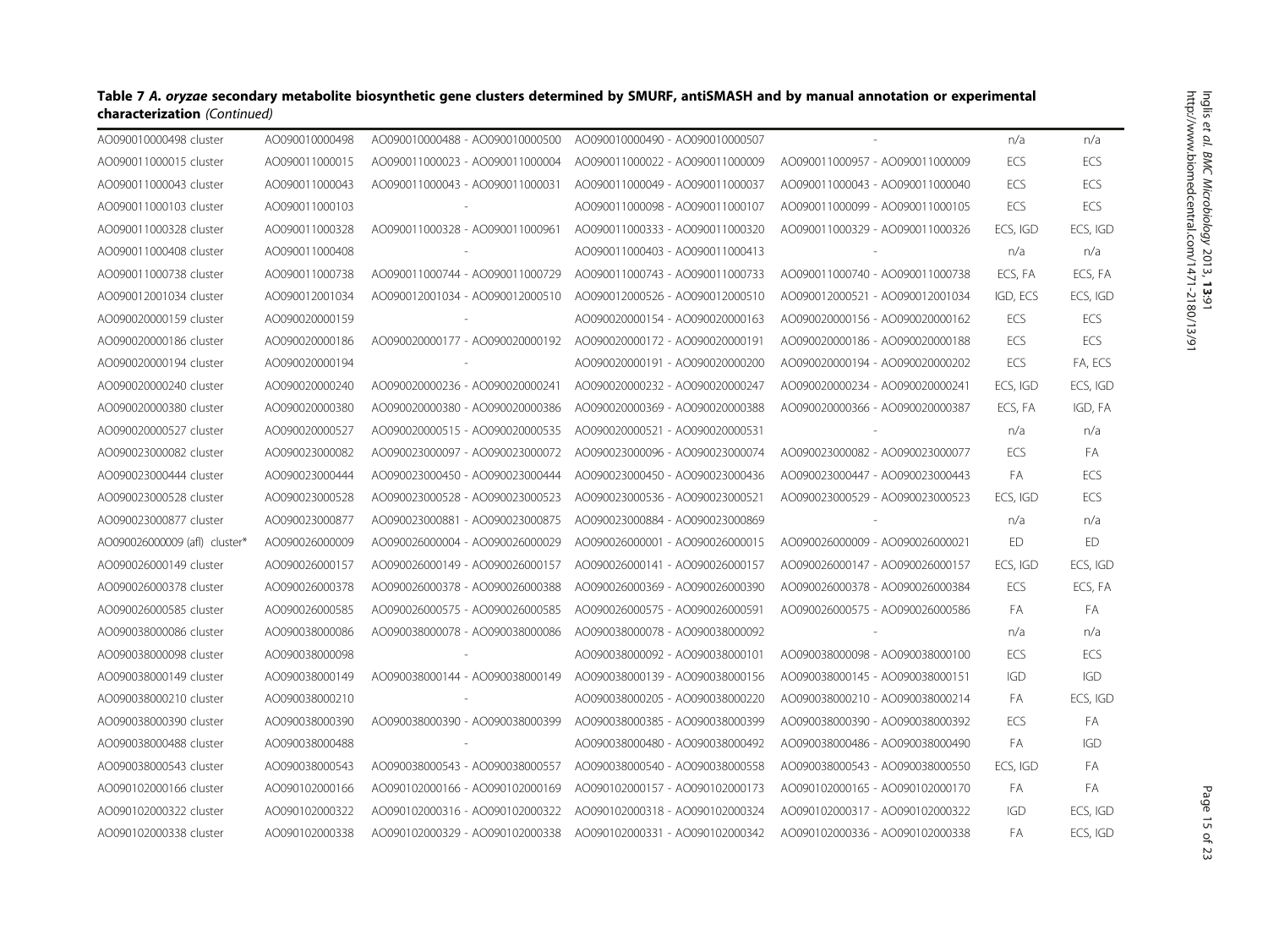**Table 7 *A. oryzae* secondary metabolite biosynthetic gene clusters determined by SMURF, antiSMASH and by manual annotation or experimental characterization** *(Continued)*

| | | | | | | |
|---|---|---|---|---|---|---|
| AO090010000498 cluster | AO090010000498 | AO090010000488 - AO090010000500 | AO090010000490 - AO090010000507 | - | n/a | n/a |
| AO090011000015 cluster | AO090011000015 | AO090011000023 - AO090011000004 | AO090011000022 - AO090011000009 | AO090011000957 - AO090011000009 | ECS | ECS |
| AO090011000043 cluster | AO090011000043 | AO090011000043 - AO090011000031 | AO090011000049 - AO090011000037 | AO090011000043 - AO090011000040 | ECS | ECS |
| AO090011000103 cluster | AO090011000103 | - | AO090011000098 - AO090011000107 | AO090011000099 - AO090011000105 | ECS | ECS |
| AO090011000328 cluster | AO090011000328 | AO090011000328 - AO090011000961 | AO090011000333 - AO090011000320 | AO090011000329 - AO090011000326 | ECS, IGD | ECS, IGD |
| AO090011000408 cluster | AO090011000408 | - | AO090011000403 - AO090011000413 | - | n/a | n/a |
| AO090011000738 cluster | AO090011000738 | AO090011000744 - AO090011000729 | AO090011000743 - AO090011000733 | AO090011000740 - AO090011000738 | ECS, FA | ECS, FA |
| AO090012001034 cluster | AO090012001034 | AO090012001034 - AO090012000510 | AO090012000526 - AO090012000510 | AO090012000521 - AO090012001034 | IGD, ECS | ECS, IGD |
| AO090020000159 cluster | AO090020000159 | - | AO090020000154 - AO090020000163 | AO090020000156 - AO090020000162 | ECS | ECS |
| AO090020000186 cluster | AO090020000186 | AO090020000177 - AO090020000192 | AO090020000172 - AO090020000191 | AO090020000186 - AO090020000188 | ECS | ECS |
| AO090020000194 cluster | AO090020000194 | - | AO090020000191 - AO090020000200 | AO090020000194 - AO090020000202 | ECS | FA, ECS |
| AO090020000240 cluster | AO090020000240 | AO090020000236 - AO090020000241 | AO090020000232 - AO090020000247 | AO090020000234 - AO090020000241 | ECS, IGD | ECS, IGD |
| AO090020000380 cluster | AO090020000380 | AO090020000380 - AO090020000386 | AO090020000369 - AO090020000388 | AO090020000366 - AO090020000387 | ECS, FA | IGD, FA |
| AO090020000527 cluster | AO090020000527 | AO090020000515 - AO090020000535 | AO090020000521 - AO090020000531 | - | n/a | n/a |
| AO090023000082 cluster | AO090023000082 | AO090023000097 - AO090023000072 | AO090023000096 - AO090023000074 | AO090023000082 - AO090023000077 | ECS | FA |
| AO090023000444 cluster | AO090023000444 | AO090023000450 - AO090023000444 | AO090023000450 - AO090023000436 | AO090023000447 - AO090023000443 | FA | ECS |
| AO090023000528 cluster | AO090023000528 | AO090023000528 - AO090023000523 | AO090023000536 - AO090023000521 | AO090023000529 - AO090023000523 | ECS, IGD | ECS |
| AO090023000877 cluster | AO090023000877 | AO090023000881 - AO090023000875 | AO090023000884 - AO090023000869 | - | n/a | n/a |
| AO090026000009 (afl) cluster* | AO090026000009 | AO090026000004 - AO090026000029 | AO090026000001 - AO090026000015 | AO090026000009 - AO090026000021 | ED | ED |
| AO090026000149 cluster | AO090026000157 | AO090026000149 - AO090026000157 | AO090026000141 - AO090026000157 | AO090026000147 - AO090026000157 | ECS, IGD | ECS, IGD |
| AO090026000378 cluster | AO090026000378 | AO090026000378 - AO090026000388 | AO090026000369 - AO090026000390 | AO090026000378 - AO090026000384 | ECS | ECS, FA |
| AO090026000585 cluster | AO090026000585 | AO090026000575 - AO090026000585 | AO090026000575 - AO090026000591 | AO090026000575 - AO090026000586 | FA | FA |
| AO090038000086 cluster | AO090038000086 | AO090038000078 - AO090038000086 | AO090038000078 - AO090038000092 | - | n/a | n/a |
| AO090038000098 cluster | AO090038000098 | - | AO090038000092 - AO090038000101 | AO090038000098 - AO090038000100 | ECS | ECS |
| AO090038000149 cluster | AO090038000149 | AO090038000144 - AO090038000149 | AO090038000139 - AO090038000156 | AO090038000145 - AO090038000151 | IGD | IGD |
| AO090038000210 cluster | AO090038000210 | - | AO090038000205 - AO090038000220 | AO090038000210 - AO090038000214 | FA | ECS, IGD |
| AO090038000390 cluster | AO090038000390 | AO090038000390 - AO090038000399 | AO090038000385 - AO090038000399 | AO090038000390 - AO090038000392 | ECS | FA |
| AO090038000488 cluster | AO090038000488 | - | AO090038000480 - AO090038000492 | AO090038000486 - AO090038000490 | FA | IGD |
| AO090038000543 cluster | AO090038000543 | AO090038000543 - AO090038000557 | AO090038000540 - AO090038000558 | AO090038000543 - AO090038000550 | ECS, IGD | FA |
| AO090102000166 cluster | AO090102000166 | AO090102000166 - AO090102000169 | AO090102000157 - AO090102000173 | AO090102000165 - AO090102000170 | FA | FA |
| AO090102000322 cluster | AO090102000322 | AO090102000316 - AO090102000322 | AO090102000318 - AO090102000324 | AO090102000317 - AO090102000322 | IGD | ECS, IGD |
| AO090102000338 cluster | AO090102000338 | AO090102000329 - AO090102000338 | AO090102000331 - AO090102000342 | AO090102000336 - AO090102000338 | FA | ECS, IGD |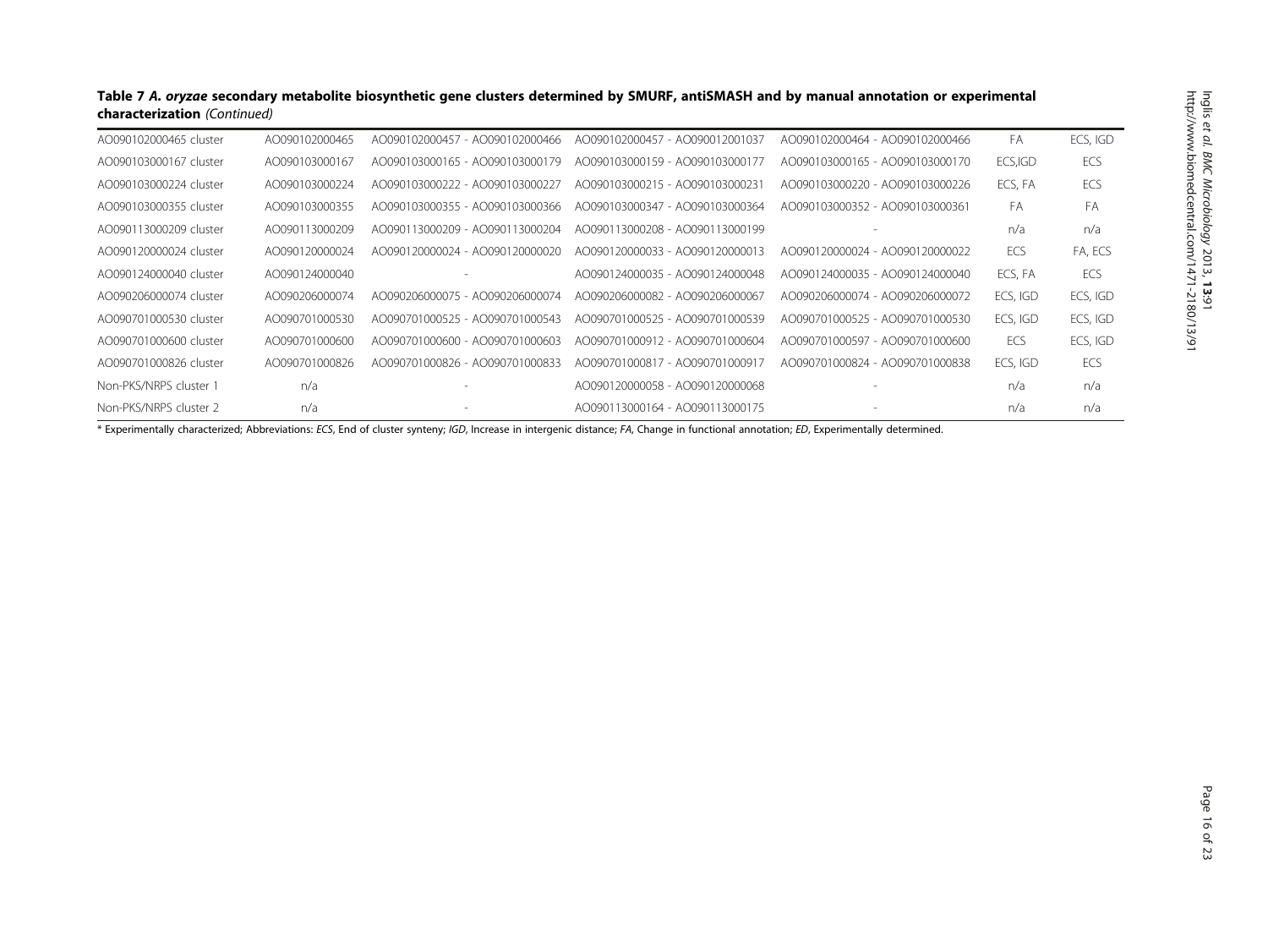**Table 7 *A. oryzae* secondary metabolite biosynthetic gene clusters determined by SMURF, antiSMASH and by manual annotation or experimental characterization** *(Continued)*

| | | | | | | |
|---|---|---|---|---|---|---|
| AO090102000465 cluster | AO090102000465 | AO090102000457 - AO090102000466 | AO090102000457 - AO090012001037 | AO090102000464 - AO090102000466 | FA | ECS, IGD |
| AO090103000167 cluster | AO090103000167 | AO090103000165 - AO090103000179 | AO090103000159 - AO090103000177 | AO090103000165 - AO090103000170 | ECS,IGD | ECS |
| AO090103000224 cluster | AO090103000224 | AO090103000222 - AO090103000227 | AO090103000215 - AO090103000231 | AO090103000220 - AO090103000226 | ECS, FA | ECS |
| AO090103000355 cluster | AO090103000355 | AO090103000355 - AO090103000366 | AO090103000347 - AO090103000364 | AO090103000352 - AO090103000361 | FA | FA |
| AO090113000209 cluster | AO090113000209 | AO090113000209 - AO090113000204 | AO090113000208 - AO090113000199 | - | n/a | n/a |
| AO090120000024 cluster | AO090120000024 | AO090120000024 - AO090120000020 | AO090120000033 - AO090120000013 | AO090120000024 - AO090120000022 | ECS | FA, ECS |
| AO090124000040 cluster | AO090124000040 | - | AO090124000035 - AO090124000048 | AO090124000035 - AO090124000040 | ECS, FA | ECS |
| AO090206000074 cluster | AO090206000074 | AO090206000075 - AO090206000074 | AO090206000082 - AO090206000067 | AO090206000074 - AO090206000072 | ECS, IGD | ECS, IGD |
| AO090701000530 cluster | AO090701000530 | AO090701000525 - AO090701000543 | AO090701000525 - AO090701000539 | AO090701000525 - AO090701000530 | ECS, IGD | ECS, IGD |
| AO090701000600 cluster | AO090701000600 | AO090701000600 - AO090701000603 | AO090701000912 - AO090701000604 | AO090701000597 - AO090701000600 | ECS | ECS, IGD |
| AO090701000826 cluster | AO090701000826 | AO090701000826 - AO090701000833 | AO090701000817 - AO090701000917 | AO090701000824 - AO090701000838 | ECS, IGD | ECS |
| Non-PKS/NRPS cluster 1 | n/a | - | AO090120000058 - AO090120000068 | - | n/a | n/a |
| Non-PKS/NRPS cluster 2 | n/a | - | AO090113000164 - AO090113000175 | - | n/a | n/a |

\* Experimentally characterized; Abbreviations: *ECS*, End of cluster synteny; *IGD*, Increase in intergenic distance; *FA*, Change in functional annotation; *ED*, Experimentally determined.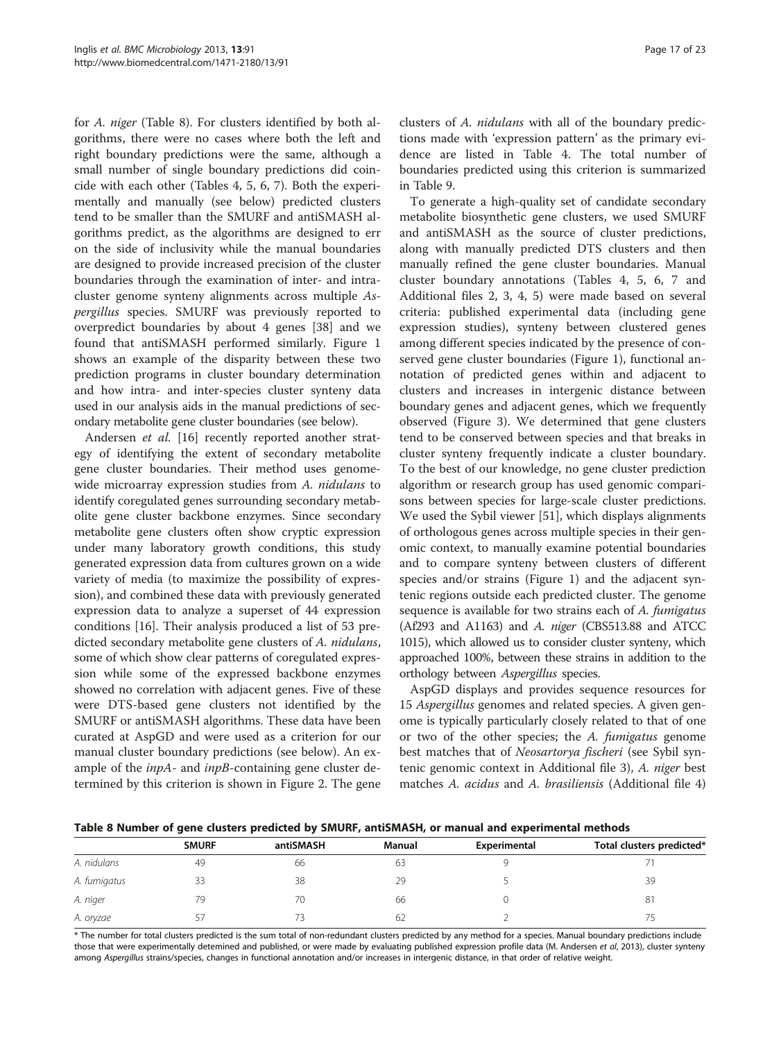for *A. niger* (Table 8). For clusters identified by both algorithms, there were no cases where both the left and right boundary predictions were the same, although a small number of single boundary predictions did coincide with each other (Tables 4, 5, 6, 7). Both the experimentally and manually (see below) predicted clusters tend to be smaller than the SMURF and antiSMASH algorithms predict, as the algorithms are designed to err on the side of inclusivity while the manual boundaries are designed to provide increased precision of the cluster boundaries through the examination of inter- and intra-cluster genome synteny alignments across multiple *Aspergillus* species. SMURF was previously reported to overpredict boundaries by about 4 genes [38] and we found that antiSMASH performed similarly. Figure 1 shows an example of the disparity between these two prediction programs in cluster boundary determination and how intra- and inter-species cluster synteny data used in our analysis aids in the manual predictions of secondary metabolite gene cluster boundaries (see below).

Andersen *et al.* [16] recently reported another strategy of identifying the extent of secondary metabolite gene cluster boundaries. Their method uses genome-wide microarray expression studies from *A. nidulans* to identify coregulated genes surrounding secondary metabolite gene cluster backbone enzymes. Since secondary metabolite gene clusters often show cryptic expression under many laboratory growth conditions, this study generated expression data from cultures grown on a wide variety of media (to maximize the possibility of expression), and combined these data with previously generated expression data to analyze a superset of 44 expression conditions [16]. Their analysis produced a list of 53 predicted secondary metabolite gene clusters of *A. nidulans*, some of which show clear patterns of coregulated expression while some of the expressed backbone enzymes showed no correlation with adjacent genes. Five of these were DTS-based gene clusters not identified by the SMURF or antiSMASH algorithms. These data have been curated at AspGD and were used as a criterion for our manual cluster boundary predictions (see below). An example of the *inpA*- and *inpB*-containing gene cluster determined by this criterion is shown in Figure 2. The gene clusters of *A. nidulans* with all of the boundary predictions made with 'expression pattern' as the primary evidence are listed in Table 4. The total number of boundaries predicted using this criterion is summarized in Table 9.

To generate a high-quality set of candidate secondary metabolite biosynthetic gene clusters, we used SMURF and antiSMASH as the source of cluster predictions, along with manually predicted DTS clusters and then manually refined the gene cluster boundaries. Manual cluster boundary annotations (Tables 4, 5, 6, 7 and Additional files 2, 3, 4, 5) were made based on several criteria: published experimental data (including gene expression studies), synteny between clustered genes among different species indicated by the presence of conserved gene cluster boundaries (Figure 1), functional annotation of predicted genes within and adjacent to clusters and increases in intergenic distance between boundary genes and adjacent genes, which we frequently observed (Figure 3). We determined that gene clusters tend to be conserved between species and that breaks in cluster synteny frequently indicate a cluster boundary. To the best of our knowledge, no gene cluster prediction algorithm or research group has used genomic comparisons between species for large-scale cluster predictions. We used the Sybil viewer [51], which displays alignments of orthologous genes across multiple species in their genomic context, to manually examine potential boundaries and to compare synteny between clusters of different species and/or strains (Figure 1) and the adjacent syntenic regions outside each predicted cluster. The genome sequence is available for two strains each of *A. fumigatus* (Af293 and A1163) and *A. niger* (CBS513.88 and ATCC 1015), which allowed us to consider cluster synteny, which approached 100%, between these strains in addition to the orthology between *Aspergillus* species.

AspGD displays and provides sequence resources for 15 *Aspergillus* genomes and related species. A given genome is typically particularly closely related to that of one or two of the other species; the *A. fumigatus* genome best matches that of *Neosartorya fischeri* (see Sybil syntenic genomic context in Additional file 3), *A. niger* best matches *A. acidus* and *A. brasiliensis* (Additional file 4)

**Table 8 Number of gene clusters predicted by SMURF, antiSMASH, or manual and experimental methods**

| | SMURF | antiSMASH | Manual | Experimental | Total clusters predicted* |
|---|---|---|---|---|---|
| *A. nidulans* | 49 | 66 | 63 | 9 | 71 |
| *A. fumigatus* | 33 | 38 | 29 | 5 | 39 |
| *A. niger* | 79 | 70 | 66 | 0 | 81 |
| *A. oryzae* | 57 | 73 | 62 | 2 | 75 |

\* The number for total clusters predicted is the sum total of non-redundant clusters predicted by any method for a species. Manual boundary predictions include those that were experimentally detemined and published, or were made by evaluating published expression profile data (M. Andersen *et al*, 2013), cluster synteny among *Aspergillus* strains/species, changes in functional annotation and/or increases in intergenic distance, in that order of relative weight.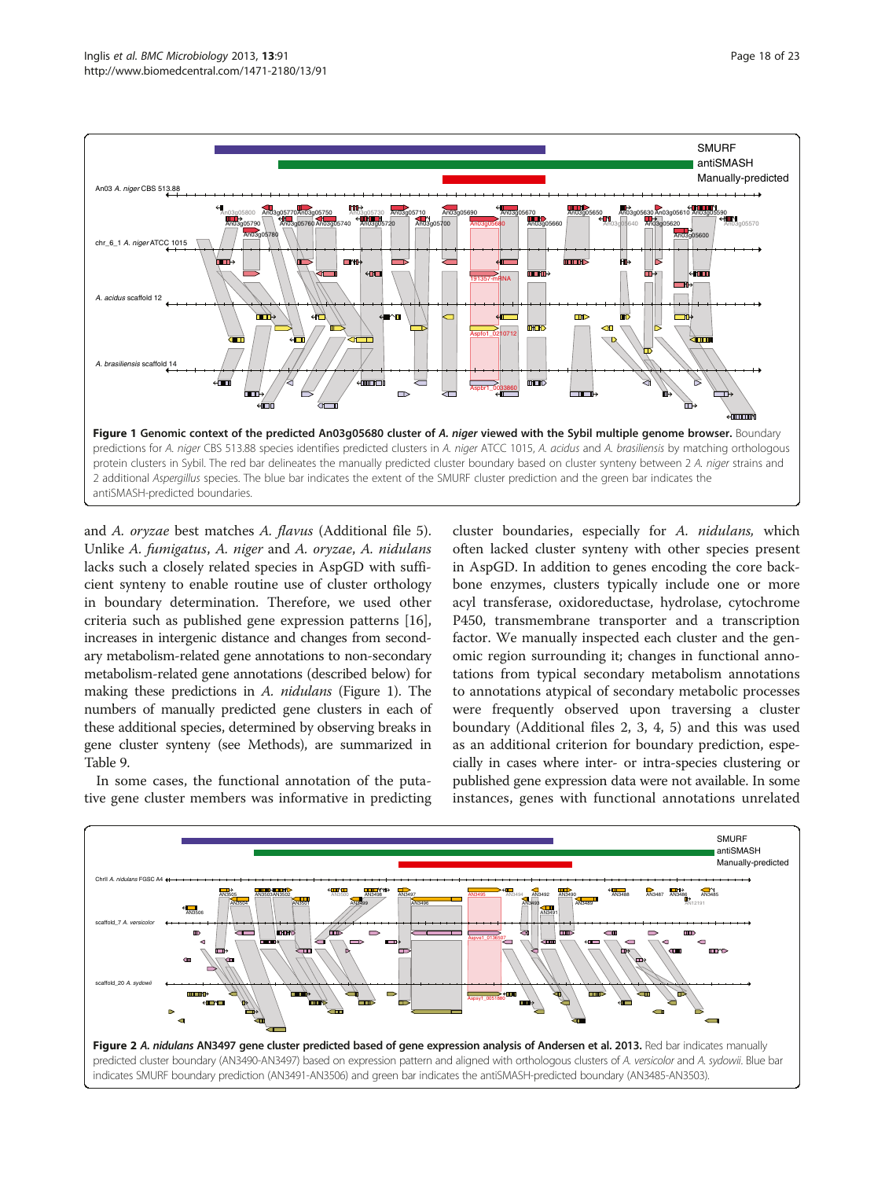**Figure 1 Genomic context of the predicted An03g05680 cluster of *A. niger* viewed with the Sybil multiple genome browser.** Boundary predictions for *A. niger* CBS 513.88 species identifies predicted clusters in *A. niger* ATCC 1015, *A. acidus* and *A. brasiliensis* by matching orthologous protein clusters in Sybil. The red bar delineates the manually predicted cluster boundary based on cluster synteny between 2 *A. niger* strains and 2 additional *Aspergillus* species. The blue bar indicates the extent of the SMURF cluster prediction and the green bar indicates the antiSMASH-predicted boundaries.

and *A. oryzae* best matches *A. flavus* (Additional file 5). Unlike *A. fumigatus*, *A. niger* and *A. oryzae*, *A. nidulans* lacks such a closely related species in AspGD with sufficient synteny to enable routine use of cluster orthology in boundary determination. Therefore, we used other criteria such as published gene expression patterns [16], increases in intergenic distance and changes from secondary metabolism-related gene annotations to non-secondary metabolism-related gene annotations (described below) for making these predictions in *A. nidulans* (Figure 1). The numbers of manually predicted gene clusters in each of these additional species, determined by observing breaks in gene cluster synteny (see Methods), are summarized in Table 9.

In some cases, the functional annotation of the putative gene cluster members was informative in predicting cluster boundaries, especially for *A. nidulans,* which often lacked cluster synteny with other species present in AspGD. In addition to genes encoding the core backbone enzymes, clusters typically include one or more acyl transferase, oxidoreductase, hydrolase, cytochrome P450, transmembrane transporter and a transcription factor. We manually inspected each cluster and the genomic region surrounding it; changes in functional annotations from typical secondary metabolism annotations to annotations atypical of secondary metabolic processes were frequently observed upon traversing a cluster boundary (Additional files 2, 3, 4, 5) and this was used as an additional criterion for boundary prediction, especially in cases where inter- or intra-species clustering or published gene expression data were not available. In some instances, genes with functional annotations unrelated

**Figure 2 *A. nidulans* AN3497 gene cluster predicted based of gene expression analysis of Andersen et al. 2013.** Red bar indicates manually predicted cluster boundary (AN3490-AN3497) based on expression pattern and aligned with orthologous clusters of *A. versicolor* and *A. sydowii*. Blue bar indicates SMURF boundary prediction (AN3491-AN3506) and green bar indicates the antiSMASH-predicted boundary (AN3485-AN3503).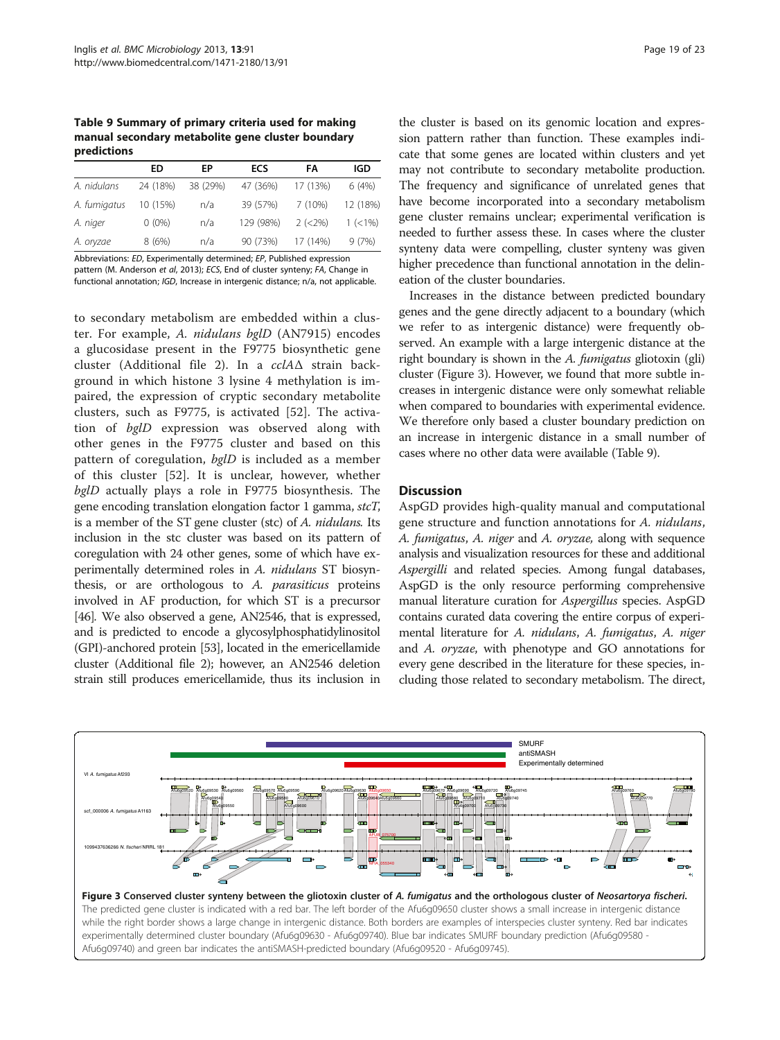**Table 9 Summary of primary criteria used for making manual secondary metabolite gene cluster boundary predictions**

| | ED | EP | ECS | FA | IGD |
|---|---|---|---|---|---|
| *A. nidulans* | 24 (18%) | 38 (29%) | 47 (36%) | 17 (13%) | 6 (4%) |
| *A. fumigatus* | 10 (15%) | n/a | 39 (57%) | 7 (10%) | 12 (18%) |
| *A. niger* | 0 (0%) | n/a | 129 (98%) | 2 (<2%) | 1 (<1%) |
| *A. oryzae* | 8 (6%) | n/a | 90 (73%) | 17 (14%) | 9 (7%) |

Abbreviations: *ED*, Experimentally determined; *EP*, Published expression pattern (M. Anderson *et al*, 2013); *ECS*, End of cluster synteny; *FA*, Change in functional annotation; *IGD*, Increase in intergenic distance; n/a, not applicable.

to secondary metabolism are embedded within a cluster. For example, *A. nidulans bglD* (AN7915) encodes a glucosidase present in the F9775 biosynthetic gene cluster (Additional file 2). In a *cclA*Δ strain background in which histone 3 lysine 4 methylation is impaired, the expression of cryptic secondary metabolite clusters, such as F9775, is activated [52]. The activation of *bglD* expression was observed along with other genes in the F9775 cluster and based on this pattern of coregulation, *bglD* is included as a member of this cluster [52]. It is unclear, however, whether *bglD* actually plays a role in F9775 biosynthesis. The gene encoding translation elongation factor 1 gamma, *stcT*, is a member of the ST gene cluster (stc) of *A. nidulans*. Its inclusion in the stc cluster was based on its pattern of coregulation with 24 other genes, some of which have experimentally determined roles in *A. nidulans* ST biosynthesis, or are orthologous to *A. parasiticus* proteins involved in AF production, for which ST is a precursor [46]. We also observed a gene, AN2546, that is expressed, and is predicted to encode a glycosylphosphatidylinositol (GPI)-anchored protein [53], located in the emericellamide cluster (Additional file 2); however, an AN2546 deletion strain still produces emericellamide, thus its inclusion in the cluster is based on its genomic location and expression pattern rather than function. These examples indicate that some genes are located within clusters and yet may not contribute to secondary metabolite production. The frequency and significance of unrelated genes that have become incorporated into a secondary metabolism gene cluster remains unclear; experimental verification is needed to further assess these. In cases where the cluster synteny data were compelling, cluster synteny was given higher precedence than functional annotation in the delineation of the cluster boundaries.

Increases in the distance between predicted boundary genes and the gene directly adjacent to a boundary (which we refer to as intergenic distance) were frequently observed. An example with a large intergenic distance at the right boundary is shown in the *A. fumigatus* gliotoxin (gli) cluster (Figure 3). However, we found that more subtle increases in intergenic distance were only somewhat reliable when compared to boundaries with experimental evidence. We therefore only based a cluster boundary prediction on an increase in intergenic distance in a small number of cases where no other data were available (Table 9).

## Discussion

AspGD provides high-quality manual and computational gene structure and function annotations for *A. nidulans*, *A. fumigatus*, *A. niger* and *A. oryzae*, along with sequence analysis and visualization resources for these and additional *Aspergilli* and related species. Among fungal databases, AspGD is the only resource performing comprehensive manual literature curation for *Aspergillus* species. AspGD contains curated data covering the entire corpus of experimental literature for *A. nidulans*, *A. fumigatus*, *A. niger* and *A. oryzae*, with phenotype and GO annotations for every gene described in the literature for these species, including those related to secondary metabolism. The direct,

**Figure 3 Conserved cluster synteny between the gliotoxin cluster of *A. fumigatus* and the orthologous cluster of *Neosartorya fischeri*.** The predicted gene cluster is indicated with a red bar. The left border of the Afu6g09650 cluster shows a small increase in intergenic distance while the right border shows a large change in intergenic distance. Both borders are examples of interspecies cluster synteny. Red bar indicates experimentally determined cluster boundary (Afu6g09630 - Afu6g09740). Blue bar indicates SMURF boundary prediction (Afu6g09580 - Afu6g09740) and green bar indicates the antiSMASH-predicted boundary (Afu6g09520 - Afu6g09745).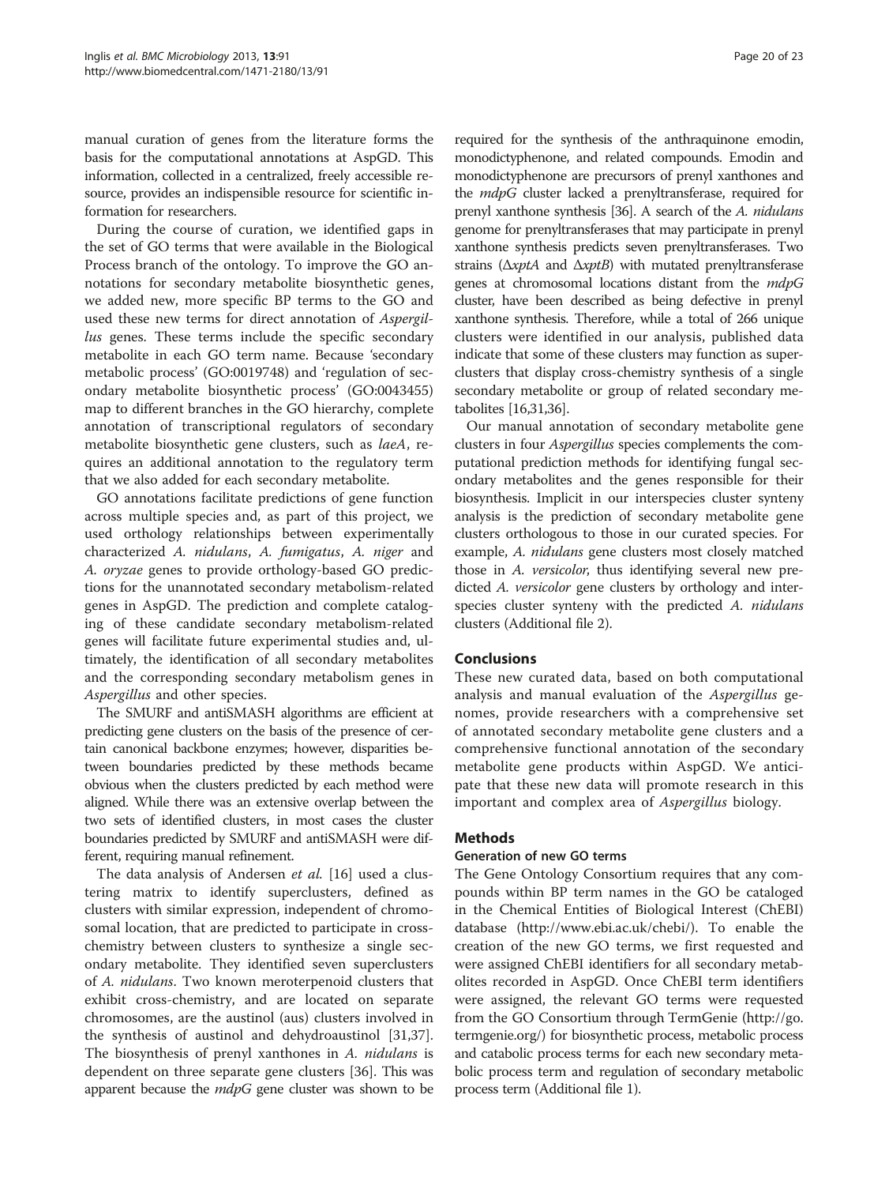manual curation of genes from the literature forms the basis for the computational annotations at AspGD. This information, collected in a centralized, freely accessible resource, provides an indispensible resource for scientific information for researchers.

During the course of curation, we identified gaps in the set of GO terms that were available in the Biological Process branch of the ontology. To improve the GO annotations for secondary metabolite biosynthetic genes, we added new, more specific BP terms to the GO and used these new terms for direct annotation of *Aspergillus* genes. These terms include the specific secondary metabolite in each GO term name. Because 'secondary metabolic process' (GO:0019748) and 'regulation of secondary metabolite biosynthetic process' (GO:0043455) map to different branches in the GO hierarchy, complete annotation of transcriptional regulators of secondary metabolite biosynthetic gene clusters, such as *laeA*, requires an additional annotation to the regulatory term that we also added for each secondary metabolite.

GO annotations facilitate predictions of gene function across multiple species and, as part of this project, we used orthology relationships between experimentally characterized *A. nidulans*, *A. fumigatus*, *A. niger* and *A. oryzae* genes to provide orthology-based GO predictions for the unannotated secondary metabolism-related genes in AspGD. The prediction and complete cataloging of these candidate secondary metabolism-related genes will facilitate future experimental studies and, ultimately, the identification of all secondary metabolites and the corresponding secondary metabolism genes in *Aspergillus* and other species.

The SMURF and antiSMASH algorithms are efficient at predicting gene clusters on the basis of the presence of certain canonical backbone enzymes; however, disparities between boundaries predicted by these methods became obvious when the clusters predicted by each method were aligned. While there was an extensive overlap between the two sets of identified clusters, in most cases the cluster boundaries predicted by SMURF and antiSMASH were different, requiring manual refinement.

The data analysis of Andersen *et al.* [16] used a clustering matrix to identify superclusters, defined as clusters with similar expression, independent of chromosomal location, that are predicted to participate in cross-chemistry between clusters to synthesize a single secondary metabolite. They identified seven superclusters of *A. nidulans*. Two known meroterpenoid clusters that exhibit cross-chemistry, and are located on separate chromosomes, are the austinol (aus) clusters involved in the synthesis of austinol and dehydroaustinol [31,37]. The biosynthesis of prenyl xanthones in *A. nidulans* is dependent on three separate gene clusters [36]. This was apparent because the *mdpG* gene cluster was shown to be required for the synthesis of the anthraquinone emodin, monodictyphenone, and related compounds. Emodin and monodictyphenone are precursors of prenyl xanthones and the *mdpG* cluster lacked a prenyltransferase, required for prenyl xanthone synthesis [36]. A search of the *A. nidulans* genome for prenyltransferases that may participate in prenyl xanthone synthesis predicts seven prenyltransferases. Two strains (Δ*xptA* and Δ*xptB*) with mutated prenyltransferase genes at chromosomal locations distant from the *mdpG* cluster, have been described as being defective in prenyl xanthone synthesis. Therefore, while a total of 266 unique clusters were identified in our analysis, published data indicate that some of these clusters may function as superclusters that display cross-chemistry synthesis of a single secondary metabolite or group of related secondary metabolites [16,31,36].

Our manual annotation of secondary metabolite gene clusters in four *Aspergillus* species complements the computational prediction methods for identifying fungal secondary metabolites and the genes responsible for their biosynthesis. Implicit in our interspecies cluster synteny analysis is the prediction of secondary metabolite gene clusters orthologous to those in our curated species. For example, *A. nidulans* gene clusters most closely matched those in *A. versicolor*, thus identifying several new predicted *A. versicolor* gene clusters by orthology and interspecies cluster synteny with the predicted *A. nidulans* clusters (Additional file 2).

## Conclusions

These new curated data, based on both computational analysis and manual evaluation of the *Aspergillus* genomes, provide researchers with a comprehensive set of annotated secondary metabolite gene clusters and a comprehensive functional annotation of the secondary metabolite gene products within AspGD. We anticipate that these new data will promote research in this important and complex area of *Aspergillus* biology.

## Methods

### Generation of new GO terms

The Gene Ontology Consortium requires that any compounds within BP term names in the GO be cataloged in the Chemical Entities of Biological Interest (ChEBI) database (http://www.ebi.ac.uk/chebi/). To enable the creation of the new GO terms, we first requested and were assigned ChEBI identifiers for all secondary metabolites recorded in AspGD. Once ChEBI term identifiers were assigned, the relevant GO terms were requested from the GO Consortium through TermGenie (http://go.termgenie.org/) for biosynthetic process, metabolic process and catabolic process terms for each new secondary metabolic process term and regulation of secondary metabolic process term (Additional file 1).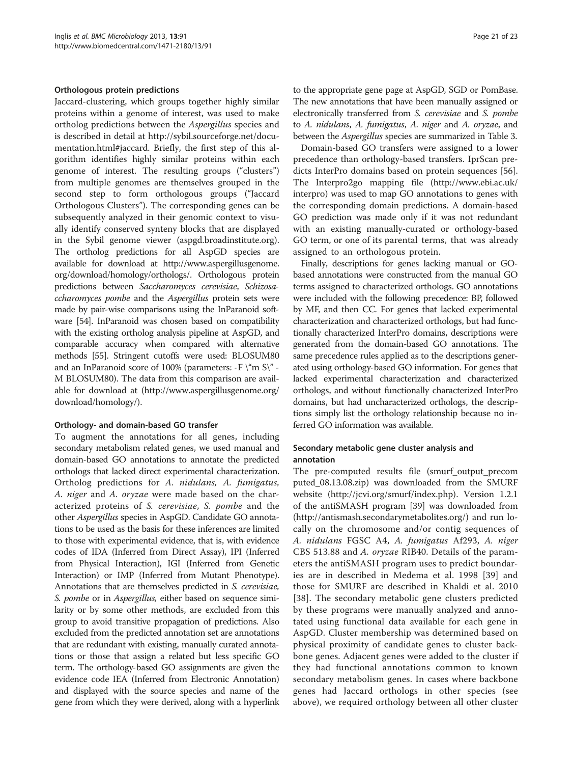#### Orthologous protein predictions

Jaccard-clustering, which groups together highly similar proteins within a genome of interest, was used to make ortholog predictions between the *Aspergillus* species and is described in detail at http://sybil.sourceforge.net/documentation.html#jaccard. Briefly, the first step of this algorithm identifies highly similar proteins within each genome of interest. The resulting groups ("clusters") from multiple genomes are themselves grouped in the second step to form orthologous groups ("Jaccard Orthologous Clusters"). The corresponding genes can be subsequently analyzed in their genomic context to visually identify conserved synteny blocks that are displayed in the Sybil genome viewer (aspgd.broadinstitute.org). The ortholog predictions for all AspGD species are available for download at http://www.aspergillusgenome.org/download/homology/orthologs/. Orthologous protein predictions between *Saccharomyces cerevisiae*, *Schizosaccharomyces pombe* and the *Aspergillus* protein sets were made by pair-wise comparisons using the InParanoid software [54]. InParanoid was chosen based on compatibility with the existing ortholog analysis pipeline at AspGD, and comparable accuracy when compared with alternative methods [55]. Stringent cutoffs were used: BLOSUM80 and an InParanoid score of 100% (parameters: -F \"m S\" -M BLOSUM80). The data from this comparison are available for download at (http://www.aspergillusgenome.org/download/homology/).

#### Orthology- and domain-based GO transfer

To augment the annotations for all genes, including secondary metabolism related genes, we used manual and domain-based GO annotations to annotate the predicted orthologs that lacked direct experimental characterization. Ortholog predictions for *A. nidulans, A. fumigatus, A. niger* and *A. oryzae* were made based on the characterized proteins of *S. cerevisiae*, *S. pombe* and the other *Aspergillus* species in AspGD. Candidate GO annotations to be used as the basis for these inferences are limited to those with experimental evidence, that is, with evidence codes of IDA (Inferred from Direct Assay), IPI (Inferred from Physical Interaction), IGI (Inferred from Genetic Interaction) or IMP (Inferred from Mutant Phenotype). Annotations that are themselves predicted in *S. cerevisiae, S. pombe* or in *Aspergillus,* either based on sequence similarity or by some other methods, are excluded from this group to avoid transitive propagation of predictions. Also excluded from the predicted annotation set are annotations that are redundant with existing, manually curated annotations or those that assign a related but less specific GO term. The orthology-based GO assignments are given the evidence code IEA (Inferred from Electronic Annotation) and displayed with the source species and name of the gene from which they were derived, along with a hyperlink to the appropriate gene page at AspGD, SGD or PomBase. The new annotations that have been manually assigned or electronically transferred from *S. cerevisiae* and *S. pombe* to *A. nidulans*, *A. fumigatus*, *A. niger* and *A. oryzae*, and between the *Aspergillus* species are summarized in Table 3.

Domain-based GO transfers were assigned to a lower precedence than orthology-based transfers. IprScan predicts InterPro domains based on protein sequences [56]. The Interpro2go mapping file (http://www.ebi.ac.uk/interpro) was used to map GO annotations to genes with the corresponding domain predictions. A domain-based GO prediction was made only if it was not redundant with an existing manually-curated or orthology-based GO term, or one of its parental terms, that was already assigned to an orthologous protein.

Finally, descriptions for genes lacking manual or GO-based annotations were constructed from the manual GO terms assigned to characterized orthologs. GO annotations were included with the following precedence: BP, followed by MF, and then CC. For genes that lacked experimental characterization and characterized orthologs, but had functionally characterized InterPro domains, descriptions were generated from the domain-based GO annotations. The same precedence rules applied as to the descriptions generated using orthology-based GO information. For genes that lacked experimental characterization and characterized orthologs, and without functionally characterized InterPro domains, but had uncharacterized orthologs, the descriptions simply list the orthology relationship because no inferred GO information was available.

### Secondary metabolic gene cluster analysis and annotation

The pre-computed results file (smurf_output_precomputed_08.13.08.zip) was downloaded from the SMURF website (http://jcvi.org/smurf/index.php). Version 1.2.1 of the antiSMASH program [39] was downloaded from (http://antismash.secondarymetabolites.org/) and run locally on the chromosome and/or contig sequences of *A. nidulans* FGSC A4, *A. fumigatus* Af293, *A. niger* CBS 513.88 and *A. oryzae* RIB40. Details of the parameters the antiSMASH program uses to predict boundaries are in described in Medema et al. 1998 [39] and those for SMURF are described in Khaldi et al. 2010 [38]. The secondary metabolic gene clusters predicted by these programs were manually analyzed and annotated using functional data available for each gene in AspGD. Cluster membership was determined based on physical proximity of candidate genes to cluster backbone genes. Adjacent genes were added to the cluster if they had functional annotations common to known secondary metabolism genes. In cases where backbone genes had Jaccard orthologs in other species (see above), we required orthology between all other cluster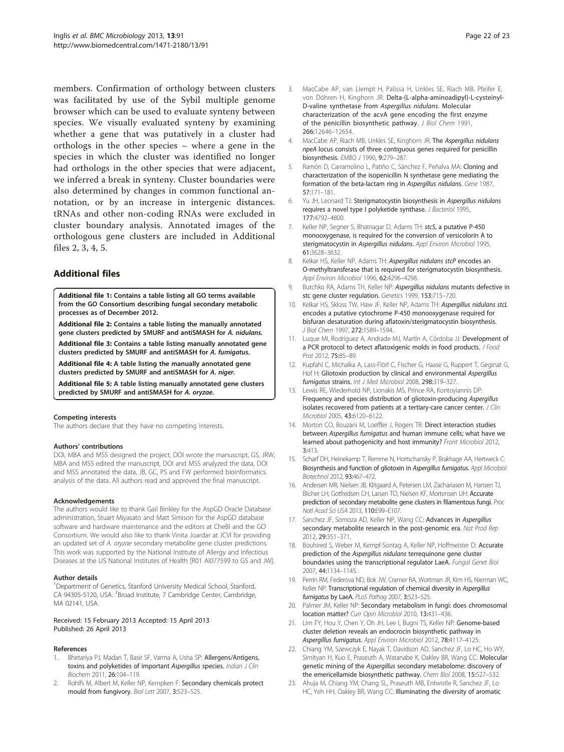members. Confirmation of orthology between clusters was facilitated by use of the Sybil multiple genome browser which can be used to evaluate synteny between species. We visually evaluated synteny by examining whether a gene that was putatively in a cluster had orthologs in the other species – where a gene in the species in which the cluster was identified no longer had orthologs in the other species that were adjacent, we inferred a break in synteny. Cluster boundaries were also determined by changes in common functional annotation, or by an increase in intergenic distances. tRNAs and other non-coding RNAs were excluded in cluster boundary analysis. Annotated images of the orthologous gene clusters are included in Additional files 2, 3, 4, 5.

## Additional files

**Additional file 1: Contains a table listing all GO terms available from the GO Consortium describing fungal secondary metabolic processes as of December 2012.**

**Additional file 2: Contains a table listing the manually annotated gene clusters predicted by SMURF and antiSMASH for *A. nidulans*.**

**Additional file 3: Contains a table listing manually annotated gene clusters predicted by SMURF and antiSMASH for *A. fumigatus*.**

**Additional file 4: A table listing the manually annotated gene clusters predicted by SMURF and antiSMASH for *A. niger*.**

**Additional file 5: A table listing manually annotated gene clusters predicted by SMURF and antiSMASH for *A. oryzae*.**

#### Competing interests

The authors declare that they have no competing interests.

#### Authors' contributions

DOI, MBA and MSS designed the project, DOI wrote the manuscript, GS, JRW, MBA and MSS edited the manuscript, DOI and MSS analyzed the data, DOI and MSS annotated the data, JB, GC, PS and FW performed bioinformatics analysis of the data. All authors read and approved the final manuscript.

#### Acknowledgements

The authors would like to thank Gail Binkley for the AspGD Oracle Database administration, Stuart Miyasato and Matt Simison for the AspGD database software and hardware maintenance and the editors at CheBI and the GO Consortium. We would also like to thank Vinita Joardar at JCVI for providing an updated set of *A. oryzae* secondary metabolite gene cluster predictions. This work was supported by the National Institute of Allergy and Infectious Diseases at the US National Institutes of Health [R01 AI077599 to GS and JW].

#### Author details

[1]Department of Genetics, Stanford University Medical School, Stanford, CA 94305-5120, USA. [2]Broad Institute, 7 Cambridge Center, Cambridge, MA 02141, USA.

Received: 15 February 2013 Accepted: 15 April 2013
Published: 26 April 2013

#### References

1. Bhetariya PJ, Madan T, Basir SF, Varma A, Usha SP: **Allergens/Antigens, toxins and polyketides of important *Aspergillus* species.** *Indian J Clin Biochem* 2011, **26:**104–119.
2. Rohlfs M, Albert M, Keller NP, Kempken F: **Secondary chemicals protect mould from fungivory.** *Biol Lett* 2007, **3:**523–525.
3. MacCabe AP, van Liempt H, Palissa H, Unkles SE, Riach MB, Pfeifer E, von Döhren H, Kinghorn JR: **Delta-(L-alpha-aminoadipyl)-L-cysteinyl-D-valine synthetase from *Aspergillus nidulans*. Molecular characterization of the acvA gene encoding the first enzyme of the penicillin biosynthetic pathway.** *J Biol Chem* 1991, **266:**12646–12654.
4. MacCabe AP, Riach MB, Unkles SE, Kinghorn JR: **The *Aspergillus nidulans npeA* locus consists of three contiguous genes required for penicillin biosynthesis.** *EMBO J* 1990, **9:**279–287.
5. Ramón D, Carramolino L, Patiño C, Sánchez F, Peñalva MA: **Cloning and characterization of the isopenicillin N synthetase gene mediating the formation of the beta-lactam ring in *Aspergillus nidulans*.** *Gene* 1987, **57:**171–181.
6. Yu JH, Leonard TJ: **Sterigmatocystin biosynthesis in *Aspergillus nidulans* requires a novel type I polyketide synthase.** *J Bacteriol* 1995, **177:**4792–4800.
7. Keller NP, Segner S, Bhatnagar D, Adams TH: ***stcS*, a putative P-450 monooxygenase, is required for the conversion of versicolorin A to sterigmatocystin in *Aspergillus nidulans*.** *Appl Environ Microbiol* 1995, **61:**3628–3632.
8. Kelkar HS, Keller NP, Adams TH: ***Aspergillus nidulans stcP* encodes an O-methyltransferase that is required for sterigmatocystin biosynthesis.** *Appl Environ Microbiol* 1996, **62:**4296–4298.
9. Butchko RA, Adams TH, Keller NP: ***Aspergillus nidulans* mutants defective in stc gene cluster regulation.** *Genetics* 1999, **153:**715–720.
10. Kelkar HS, Skloss TW, Haw JF, Keller NP, Adams TH: ***Aspergillus nidulans stcL* encodes a putative cytochrome P-450 monooxygenase required for bisfuran desaturation during aflatoxin/sterigmatocystin biosynthesis.** *J Biol Chem* 1997, **272:**1589–1594.
11. Luque MI, Rodríguez A, Andrade MJ, Martín A, Córdoba JJ: **Development of a PCR protocol to detect aflatoxigenic molds in food products.** *J Food Prot* 2012, **75:**85–89.
12. Kupfahl C, Michalka A, Lass-Flörl C, Fischer G, Haase G, Ruppert T, Geginat G, Hof H: **Gliotoxin production by clinical and environmental *Aspergillus fumigatus* strains.** *Int J Med Microbiol* 2008, **298:**319–327.
13. Lewis RE, Wiederhold NP, Lionakis MS, Prince RA, Kontoyiannis DP: **Frequency and species distribution of gliotoxin-producing *Aspergillus* isolates recovered from patients at a tertiary-care cancer center.** *J Clin Microbiol* 2005, **43:**6120–6122.
14. Morton CO, Bouzani M, Loeffler J, Rogers TR: **Direct interaction studies between *Aspergillus fumigatus* and human immune cells; what have we learned about pathogenicity and host immunity?** *Front Microbiol* 2012, **3:**413.
15. Scharf DH, Heinekamp T, Remme N, Hortschansky P, Brakhage AA, Hertweck C: **Biosynthesis and function of gliotoxin in *Aspergillus fumigatus*.** *Appl Microbiol Biotechnol* 2012, **93:**467–472.
16. Andersen MR, Nielsen JB, Klitgaard A, Petersen LM, Zachariasen M, Hansen TJ, Blicher LH, Gotfredsen CH, Larsen TO, Nielsen KF, Mortensen UH: **Accurate prediction of secondary metabolite gene clusters in filamentous fungi.** *Proc Natl Acad Sci USA* 2013, **110:**E99–E107.
17. Sanchez JF, Somoza AD, Keller NP, Wang CC: **Advances in *Aspergillus* secondary metabolite research in the post-genomic era.** *Nat Prod Rep* 2012, **29:**351–371.
18. Bouhired S, Weber M, Kempf-Sontag A, Keller NP, Hoffmeister D: **Accurate prediction of the *Aspergillus nidulans* terrequinone gene cluster boundaries using the transcriptional regulator LaeA.** *Fungal Genet Biol* 2007, **44:**1134–1145.
19. Perrin RM, Federova ND, Bok JW, Cramer RA, Wortman JR, Kim HS, Nierman WC, Keller NP: **Transcriptional regulation of chemical diversity in *Aspergillus fumigatus* by LaeA.** *PLoS Pathog* 2007, **3:**523–525.
20. Palmer JM, Keller NP: **Secondary metabolism in fungi: does chromosomal location matter?** *Curr Opin Microbiol* 2010, **13:**431–436.
21. Lim FY, Hou Y, Chen Y, Oh JH, Lee I, Bugni TS, Keller NP: **Genome-based cluster deletion reveals an endocrocin biosynthetic pathway in *Aspergillus fumigatus*.** *Appl Environ Microbiol* 2012, **78:**4117–4125.
22. Chiang YM, Szewczyk E, Nayak T, Davidson AD, Sanchez JF, Lo HC, Ho WY, Simityan H, Kuo E, Praseuth A, Watanabe K, Oakley BR, Wang CC: **Molecular genetic mining of the *Aspergillus* secondary metabolome: discovery of the emericellamide biosynthetic pathway.** *Chem Biol* 2008, **15:**527–532.
23. Ahuja M, Chiang YM, Chang SL, Praseuth MB, Entwistle R, Sanchez JF, Lo HC, Yeh HH, Oakley BR, Wang CC: **Illuminating the diversity of aromatic**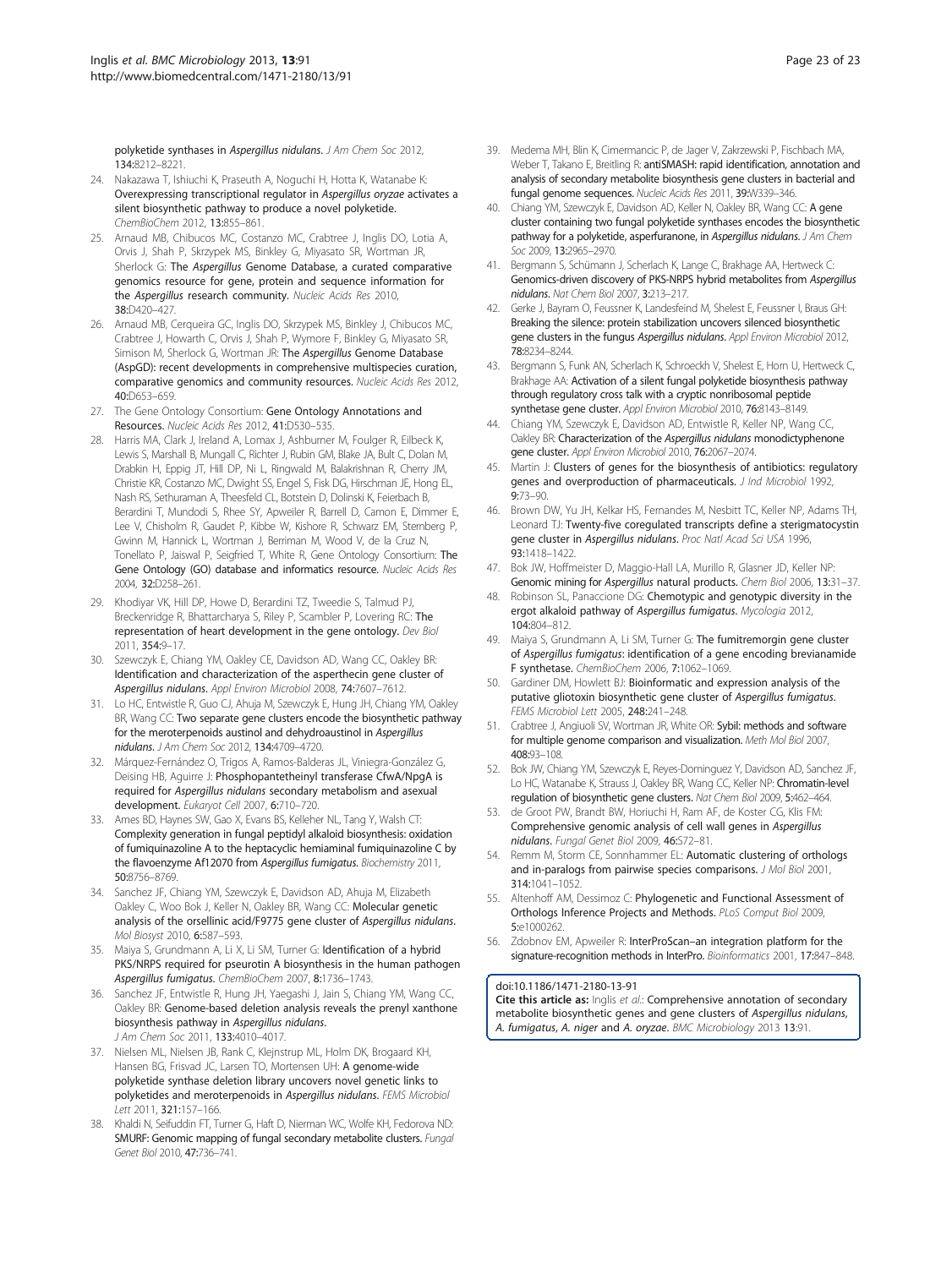polyketide synthases in *Aspergillus nidulans*. *J Am Chem Soc* 2012, **134**:8212–8221.

24. Nakazawa T, Ishiuchi K, Praseuth A, Noguchi H, Hotta K, Watanabe K: **Overexpressing transcriptional regulator in *Aspergillus oryzae* activates a silent biosynthetic pathway to produce a novel polyketide.** *ChemBioChem* 2012, **13**:855–861.
25. Arnaud MB, Chibucos MC, Costanzo MC, Crabtree J, Inglis DO, Lotia A, Orvis J, Shah P, Skrzypek MS, Binkley G, Miyasato SR, Wortman JR, Sherlock G: **The *Aspergillus* Genome Database, a curated comparative genomics resource for gene, protein and sequence information for the *Aspergillus* research community.** *Nucleic Acids Res* 2010, **38**:D420–427.
26. Arnaud MB, Cerqueira GC, Inglis DO, Skrzypek MS, Binkley J, Chibucos MC, Crabtree J, Howarth C, Orvis J, Shah P, Wymore F, Binkley G, Miyasato SR, Simison M, Sherlock G, Wortman JR: **The *Aspergillus* Genome Database (AspGD): recent developments in comprehensive multispecies curation, comparative genomics and community resources.** *Nucleic Acids Res* 2012, **40**:D653–659.
27. The Gene Ontology Consortium: **Gene Ontology Annotations and Resources.** *Nucleic Acids Res* 2012, **41**:D530–535.
28. Harris MA, Clark J, Ireland A, Lomax J, Ashburner M, Foulger R, Eilbeck K, Lewis S, Marshall B, Mungall C, Richter J, Rubin GM, Blake JA, Bult C, Dolan M, Drabkin H, Eppig JT, Hill DP, Ni L, Ringwald M, Balakrishnan R, Cherry JM, Christie KR, Costanzo MC, Dwight SS, Engel S, Fisk DG, Hirschman JE, Hong EL, Nash RS, Sethuraman A, Theesfeld CL, Botstein D, Dolinski K, Feierbach B, Berardini T, Mundodi S, Rhee SY, Apweiler R, Barrell D, Camon E, Dimmer E, Lee V, Chisholm R, Gaudet P, Kibbe W, Kishore R, Schwarz EM, Sternberg P, Gwinn M, Hannick L, Wortman J, Berriman M, Wood V, de la Cruz N, Tonellato P, Jaiswal P, Seigfried T, White R, Gene Ontology Consortium: **The Gene Ontology (GO) database and informatics resource.** *Nucleic Acids Res* 2004, **32**:D258–261.
29. Khodiyar VK, Hill DP, Howe D, Berardini TZ, Tweedie S, Talmud PJ, Breckenridge R, Bhattarcharya S, Riley P, Scambler P, Lovering RC: **The representation of heart development in the gene ontology.** *Dev Biol* 2011, **354**:9–17.
30. Szewczyk E, Chiang YM, Oakley CE, Davidson AD, Wang CC, Oakley BR: **Identification and characterization of the asperthecin gene cluster of *Aspergillus nidulans*.** *Appl Environ Microbiol* 2008, **74**:7607–7612.
31. Lo HC, Entwistle R, Guo CJ, Ahuja M, Szewczyk E, Hung JH, Chiang YM, Oakley BR, Wang CC: **Two separate gene clusters encode the biosynthetic pathway for the meroterpenoids austinol and dehydroaustinol in *Aspergillus nidulans*.** *J Am Chem Soc* 2012, **134**:4709–4720.
32. Márquez-Fernández O, Trigos A, Ramos-Balderas JL, Viniegra-González G, Deising HB, Aguirre J: **Phosphopantetheinyl transferase CfwA/NpgA is required for *Aspergillus nidulans* secondary metabolism and asexual development.** *Eukaryot Cell* 2007, **6**:710–720.
33. Ames BD, Haynes SW, Gao X, Evans BS, Kelleher NL, Tang Y, Walsh CT: **Complexity generation in fungal peptidyl alkaloid biosynthesis: oxidation of fumiquinazoline A to the heptacyclic hemiaminal fumiquinazoline C by the flavoenzyme Af12070 from *Aspergillus fumigatus*.** *Biochemistry* 2011, **50**:8756–8769.
34. Sanchez JF, Chiang YM, Szewczyk E, Davidson AD, Ahuja M, Elizabeth Oakley C, Woo Bok J, Keller N, Oakley BR, Wang CC: **Molecular genetic analysis of the orsellinic acid/F9775 gene cluster of *Aspergillus nidulans*.** *Mol Biosyst* 2010, **6**:587–593.
35. Maiya S, Grundmann A, Li X, Li SM, Turner G: **Identification of a hybrid PKS/NRPS required for pseurotin A biosynthesis in the human pathogen *Aspergillus fumigatus*.** *ChemBioChem* 2007, **8**:1736–1743.
36. Sanchez JF, Entwistle R, Hung JH, Yaegashi J, Jain S, Chiang YM, Wang CC, Oakley BR: **Genome-based deletion analysis reveals the prenyl xanthone biosynthesis pathway in *Aspergillus nidulans*.** *J Am Chem Soc* 2011, **133**:4010–4017.
37. Nielsen ML, Nielsen JB, Rank C, Klejnstrup ML, Holm DK, Brogaard KH, Hansen BG, Frisvad JC, Larsen TO, Mortensen UH: **A genome-wide polyketide synthase deletion library uncovers novel genetic links to polyketides and meroterpenoids in *Aspergillus nidulans*.** *FEMS Microbiol Lett* 2011, **321**:157–166.
38. Khaldi N, Seifuddin FT, Turner G, Haft D, Nierman WC, Wolfe KH, Fedorova ND: **SMURF: Genomic mapping of fungal secondary metabolite clusters.** *Fungal Genet Biol* 2010, **47**:736–741.
39. Medema MH, Blin K, Cimermancic P, de Jager V, Zakrzewski P, Fischbach MA, Weber T, Takano E, Breitling R: **antiSMASH: rapid identification, annotation and analysis of secondary metabolite biosynthesis gene clusters in bacterial and fungal genome sequences.** *Nucleic Acids Res* 2011, **39**:W339–346.
40. Chiang YM, Szewczyk E, Davidson AD, Keller N, Oakley BR, Wang CC: **A gene cluster containing two fungal polyketide synthases encodes the biosynthetic pathway for a polyketide, asperfuranone, in *Aspergillus nidulans*.** *J Am Chem Soc* 2009, **13**:2965–2970.
41. Bergmann S, Schümann J, Scherlach K, Lange C, Brakhage AA, Hertweck C: **Genomics-driven discovery of PKS-NRPS hybrid metabolites from *Aspergillus nidulans*.** *Nat Chem Biol* 2007, **3**:213–217.
42. Gerke J, Bayram O, Feussner K, Landesfeind M, Shelest E, Feussner I, Braus GH: **Breaking the silence: protein stabilization uncovers silenced biosynthetic gene clusters in the fungus *Aspergillus nidulans*.** *Appl Environ Microbiol* 2012, **78**:8234–8244.
43. Bergmann S, Funk AN, Scherlach K, Schroeckh V, Shelest E, Horn U, Hertweck C, Brakhage AA: **Activation of a silent fungal polyketide biosynthesis pathway through regulatory cross talk with a cryptic nonribosomal peptide synthetase gene cluster.** *Appl Environ Microbiol* 2010, **76**:8143–8149.
44. Chiang YM, Szewczyk E, Davidson AD, Entwistle R, Keller NP, Wang CC, Oakley BR: **Characterization of the *Aspergillus nidulans* monodictyphenone gene cluster.** *Appl Environ Microbiol* 2010, **76**:2067–2074.
45. Martin J: **Clusters of genes for the biosynthesis of antibiotics: regulatory genes and overproduction of pharmaceuticals.** *J Ind Microbiol* 1992, **9**:73–90.
46. Brown DW, Yu JH, Kelkar HS, Fernandes M, Nesbitt TC, Keller NP, Adams TH, Leonard TJ: **Twenty-five coregulated transcripts define a sterigmatocystin gene cluster in *Aspergillus nidulans*.** *Proc Natl Acad Sci USA* 1996, **93**:1418–1422.
47. Bok JW, Hoffmeister D, Maggio-Hall LA, Murillo R, Glasner JD, Keller NP: **Genomic mining for *Aspergillus* natural products.** *Chem Biol* 2006, **13**:31–37.
48. Robinson SL, Panaccione DG: **Chemotypic and genotypic diversity in the ergot alkaloid pathway of *Aspergillus fumigatus*.** *Mycologia* 2012, **104**:804–812.
49. Maiya S, Grundmann A, Li SM, Turner G: **The fumitremorgin gene cluster of *Aspergillus fumigatus*: identification of a gene encoding brevianamide F synthetase.** *ChemBioChem* 2006, **7**:1062–1069.
50. Gardiner DM, Howlett BJ: **Bioinformatic and expression analysis of the putative gliotoxin biosynthetic gene cluster of *Aspergillus fumigatus*.** *FEMS Microbiol Lett* 2005, **248**:241–248.
51. Crabtree J, Angiuoli SV, Wortman JR, White OR: **Sybil: methods and software for multiple genome comparison and visualization.** *Meth Mol Biol* 2007, **408**:93–108.
52. Bok JW, Chiang YM, Szewczyk E, Reyes-Dominguez Y, Davidson AD, Sanchez JF, Lo HC, Watanabe K, Strauss J, Oakley BR, Wang CC, Keller NP: **Chromatin-level regulation of biosynthetic gene clusters.** *Nat Chem Biol* 2009, **5**:462–464.
53. de Groot PW, Brandt BW, Horiuchi H, Ram AF, de Koster CG, Klis FM: **Comprehensive genomic analysis of cell wall genes in *Aspergillus nidulans*.** *Fungal Genet Biol* 2009, **46**:S72–81.
54. Remm M, Storm CE, Sonnhammer EL: **Automatic clustering of orthologs and in-paralogs from pairwise species comparisons.** *J Mol Biol* 2001, **314**:1041–1052.
55. Altenhoff AM, Dessimoz C: **Phylogenetic and Functional Assessment of Orthologs Inference Projects and Methods.** *PLoS Comput Biol* 2009, **5**:e1000262.
56. Zdobnov EM, Apweiler R: **InterProScan–an integration platform for the signature-recognition methods in InterPro.** *Bioinformatics* 2001, **17**:847–848.

doi:10.1186/1471-2180-13-91
**Cite this article as:** Inglis *et al.*: Comprehensive annotation of secondary metabolite biosynthetic genes and gene clusters of *Aspergillus nidulans*, *A. fumigatus*, *A. niger* and *A. oryzae*. *BMC Microbiology* 2013 **13**:91.